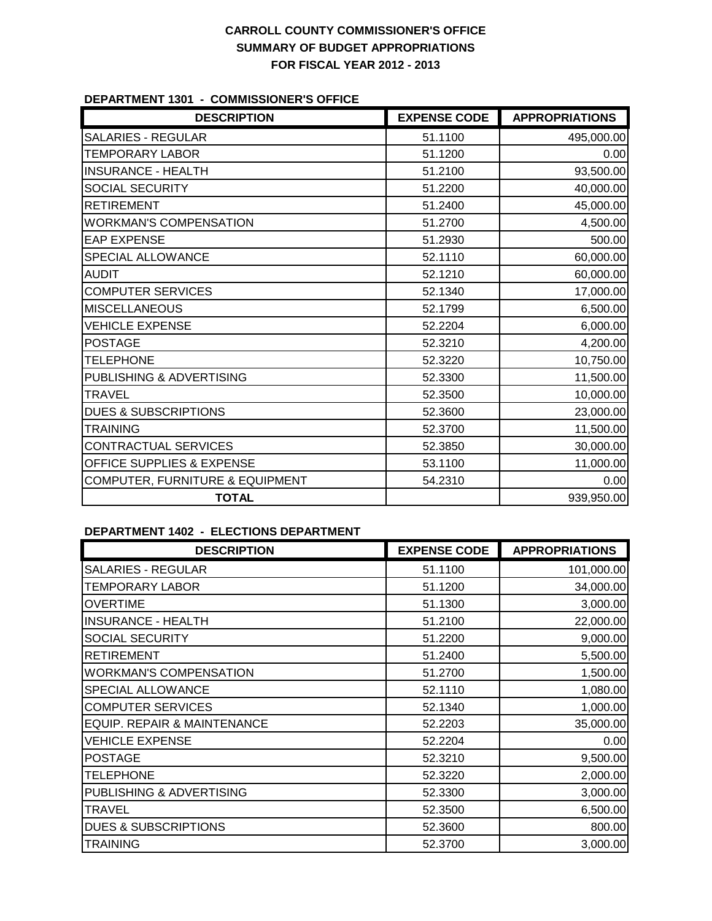# CARROLL COUNTY COMMISSIONER'S OFFICE
## SUMMARY OF BUDGET APPROPRIATIONS
## FOR FISCAL YEAR 2012 - 2013

### DEPARTMENT 1301 - COMMISSIONER'S OFFICE

| DESCRIPTION | EXPENSE CODE | APPROPRIATIONS |
|---|---|---|
| SALARIES - REGULAR | 51.1100 | 495,000.00 |
| TEMPORARY LABOR | 51.1200 | 0.00 |
| INSURANCE - HEALTH | 51.2100 | 93,500.00 |
| SOCIAL SECURITY | 51.2200 | 40,000.00 |
| RETIREMENT | 51.2400 | 45,000.00 |
| WORKMAN'S COMPENSATION | 51.2700 | 4,500.00 |
| EAP EXPENSE | 51.2930 | 500.00 |
| SPECIAL ALLOWANCE | 52.1110 | 60,000.00 |
| AUDIT | 52.1210 | 60,000.00 |
| COMPUTER SERVICES | 52.1340 | 17,000.00 |
| MISCELLANEOUS | 52.1799 | 6,500.00 |
| VEHICLE EXPENSE | 52.2204 | 6,000.00 |
| POSTAGE | 52.3210 | 4,200.00 |
| TELEPHONE | 52.3220 | 10,750.00 |
| PUBLISHING & ADVERTISING | 52.3300 | 11,500.00 |
| TRAVEL | 52.3500 | 10,000.00 |
| DUES & SUBSCRIPTIONS | 52.3600 | 23,000.00 |
| TRAINING | 52.3700 | 11,500.00 |
| CONTRACTUAL SERVICES | 52.3850 | 30,000.00 |
| OFFICE SUPPLIES & EXPENSE | 53.1100 | 11,000.00 |
| COMPUTER, FURNITURE & EQUIPMENT | 54.2310 | 0.00 |
| **TOTAL** | | 939,950.00 |

### DEPARTMENT 1402 - ELECTIONS DEPARTMENT

| DESCRIPTION | EXPENSE CODE | APPROPRIATIONS |
|---|---|---|
| SALARIES - REGULAR | 51.1100 | 101,000.00 |
| TEMPORARY LABOR | 51.1200 | 34,000.00 |
| OVERTIME | 51.1300 | 3,000.00 |
| INSURANCE - HEALTH | 51.2100 | 22,000.00 |
| SOCIAL SECURITY | 51.2200 | 9,000.00 |
| RETIREMENT | 51.2400 | 5,500.00 |
| WORKMAN'S COMPENSATION | 51.2700 | 1,500.00 |
| SPECIAL ALLOWANCE | 52.1110 | 1,080.00 |
| COMPUTER SERVICES | 52.1340 | 1,000.00 |
| EQUIP. REPAIR & MAINTENANCE | 52.2203 | 35,000.00 |
| VEHICLE EXPENSE | 52.2204 | 0.00 |
| POSTAGE | 52.3210 | 9,500.00 |
| TELEPHONE | 52.3220 | 2,000.00 |
| PUBLISHING & ADVERTISING | 52.3300 | 3,000.00 |
| TRAVEL | 52.3500 | 6,500.00 |
| DUES & SUBSCRIPTIONS | 52.3600 | 800.00 |
| TRAINING | 52.3700 | 3,000.00 |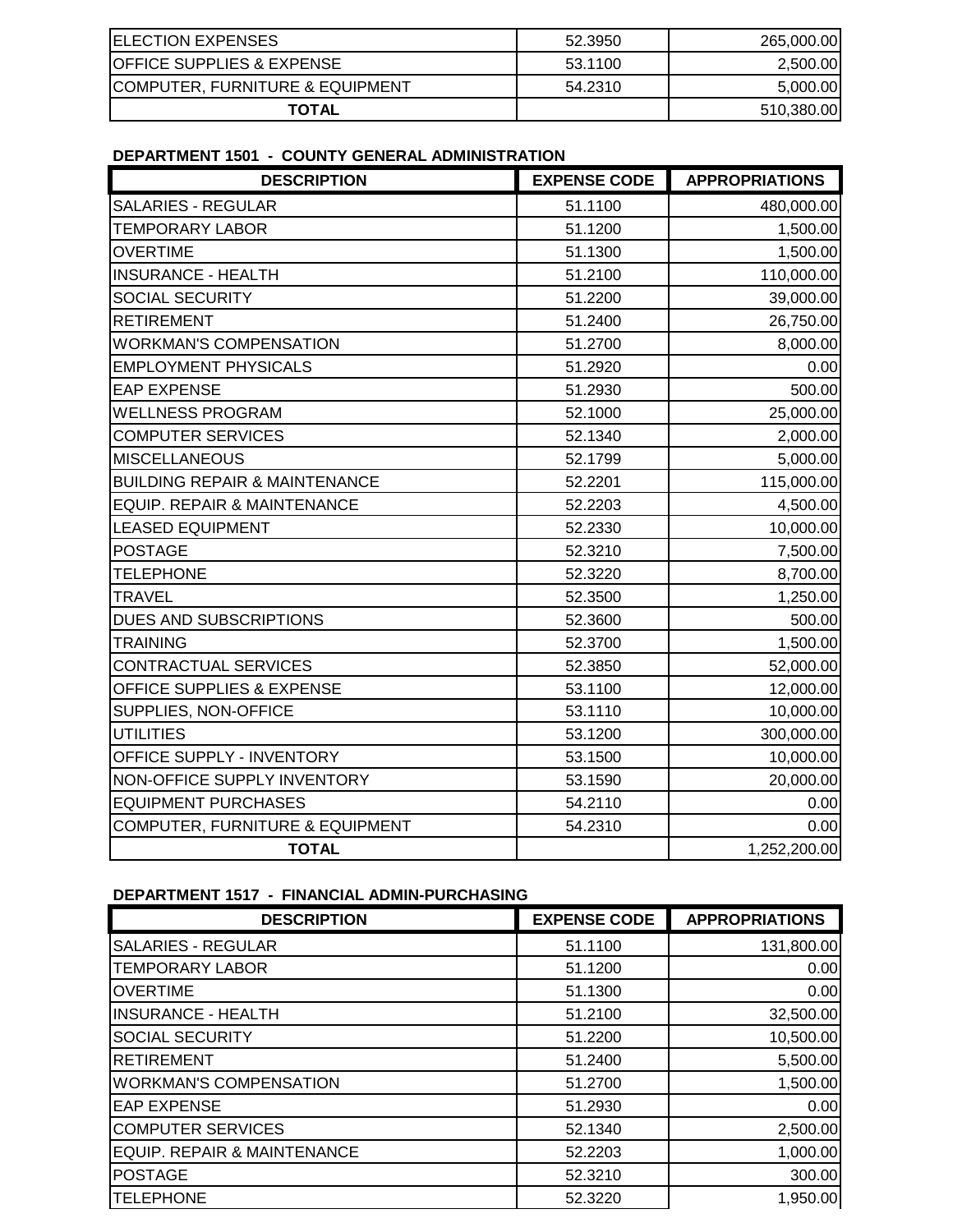| | | |
|---|---|---|
| ELECTION EXPENSES | 52.3950 | 265,000.00 |
| OFFICE SUPPLIES & EXPENSE | 53.1100 | 2,500.00 |
| COMPUTER, FURNITURE & EQUIPMENT | 54.2310 | 5,000.00 |
| **TOTAL** | | 510,380.00 |

**DEPARTMENT 1501 - COUNTY GENERAL ADMINISTRATION**

| DESCRIPTION | EXPENSE CODE | APPROPRIATIONS |
|---|---|---|
| SALARIES - REGULAR | 51.1100 | 480,000.00 |
| TEMPORARY LABOR | 51.1200 | 1,500.00 |
| OVERTIME | 51.1300 | 1,500.00 |
| INSURANCE - HEALTH | 51.2100 | 110,000.00 |
| SOCIAL SECURITY | 51.2200 | 39,000.00 |
| RETIREMENT | 51.2400 | 26,750.00 |
| WORKMAN'S COMPENSATION | 51.2700 | 8,000.00 |
| EMPLOYMENT PHYSICALS | 51.2920 | 0.00 |
| EAP EXPENSE | 51.2930 | 500.00 |
| WELLNESS PROGRAM | 52.1000 | 25,000.00 |
| COMPUTER SERVICES | 52.1340 | 2,000.00 |
| MISCELLANEOUS | 52.1799 | 5,000.00 |
| BUILDING REPAIR & MAINTENANCE | 52.2201 | 115,000.00 |
| EQUIP. REPAIR & MAINTENANCE | 52.2203 | 4,500.00 |
| LEASED EQUIPMENT | 52.2330 | 10,000.00 |
| POSTAGE | 52.3210 | 7,500.00 |
| TELEPHONE | 52.3220 | 8,700.00 |
| TRAVEL | 52.3500 | 1,250.00 |
| DUES AND SUBSCRIPTIONS | 52.3600 | 500.00 |
| TRAINING | 52.3700 | 1,500.00 |
| CONTRACTUAL SERVICES | 52.3850 | 52,000.00 |
| OFFICE SUPPLIES & EXPENSE | 53.1100 | 12,000.00 |
| SUPPLIES, NON-OFFICE | 53.1110 | 10,000.00 |
| UTILITIES | 53.1200 | 300,000.00 |
| OFFICE SUPPLY - INVENTORY | 53.1500 | 10,000.00 |
| NON-OFFICE SUPPLY INVENTORY | 53.1590 | 20,000.00 |
| EQUIPMENT PURCHASES | 54.2110 | 0.00 |
| COMPUTER, FURNITURE & EQUIPMENT | 54.2310 | 0.00 |
| **TOTAL** | | 1,252,200.00 |

**DEPARTMENT 1517 - FINANCIAL ADMIN-PURCHASING**

| DESCRIPTION | EXPENSE CODE | APPROPRIATIONS |
|---|---|---|
| SALARIES - REGULAR | 51.1100 | 131,800.00 |
| TEMPORARY LABOR | 51.1200 | 0.00 |
| OVERTIME | 51.1300 | 0.00 |
| INSURANCE - HEALTH | 51.2100 | 32,500.00 |
| SOCIAL SECURITY | 51.2200 | 10,500.00 |
| RETIREMENT | 51.2400 | 5,500.00 |
| WORKMAN'S COMPENSATION | 51.2700 | 1,500.00 |
| EAP EXPENSE | 51.2930 | 0.00 |
| COMPUTER SERVICES | 52.1340 | 2,500.00 |
| EQUIP. REPAIR & MAINTENANCE | 52.2203 | 1,000.00 |
| POSTAGE | 52.3210 | 300.00 |
| TELEPHONE | 52.3220 | 1,950.00 |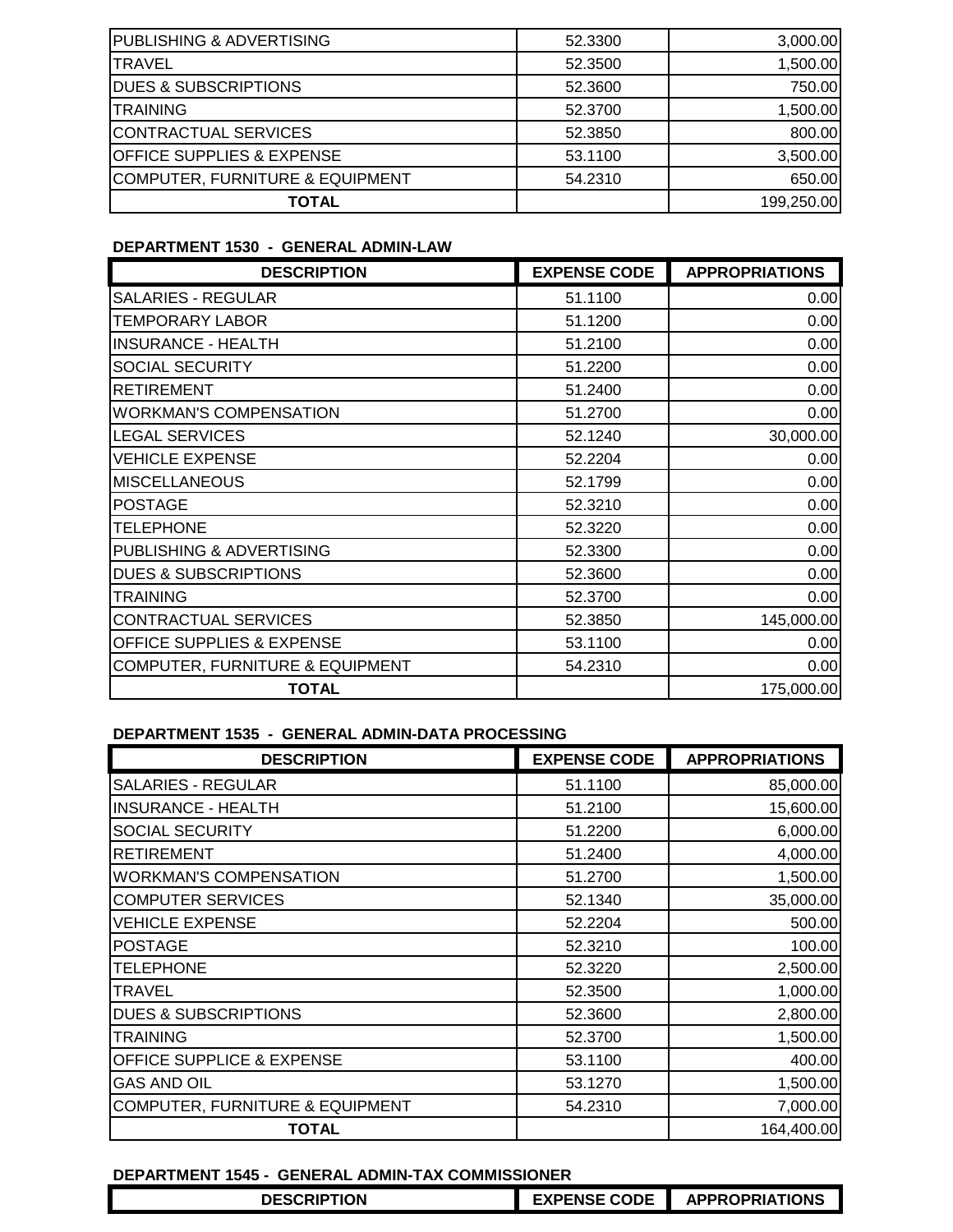| | | |
|---|---|---|
| PUBLISHING & ADVERTISING | 52.3300 | 3,000.00 |
| TRAVEL | 52.3500 | 1,500.00 |
| DUES & SUBSCRIPTIONS | 52.3600 | 750.00 |
| TRAINING | 52.3700 | 1,500.00 |
| CONTRACTUAL SERVICES | 52.3850 | 800.00 |
| OFFICE SUPPLIES & EXPENSE | 53.1100 | 3,500.00 |
| COMPUTER, FURNITURE & EQUIPMENT | 54.2310 | 650.00 |
| **TOTAL** | | 199,250.00 |

**DEPARTMENT 1530 - GENERAL ADMIN-LAW**

| DESCRIPTION | EXPENSE CODE | APPROPRIATIONS |
|---|---|---|
| SALARIES - REGULAR | 51.1100 | 0.00 |
| TEMPORARY LABOR | 51.1200 | 0.00 |
| INSURANCE - HEALTH | 51.2100 | 0.00 |
| SOCIAL SECURITY | 51.2200 | 0.00 |
| RETIREMENT | 51.2400 | 0.00 |
| WORKMAN'S COMPENSATION | 51.2700 | 0.00 |
| LEGAL SERVICES | 52.1240 | 30,000.00 |
| VEHICLE EXPENSE | 52.2204 | 0.00 |
| MISCELLANEOUS | 52.1799 | 0.00 |
| POSTAGE | 52.3210 | 0.00 |
| TELEPHONE | 52.3220 | 0.00 |
| PUBLISHING & ADVERTISING | 52.3300 | 0.00 |
| DUES & SUBSCRIPTIONS | 52.3600 | 0.00 |
| TRAINING | 52.3700 | 0.00 |
| CONTRACTUAL SERVICES | 52.3850 | 145,000.00 |
| OFFICE SUPPLIES & EXPENSE | 53.1100 | 0.00 |
| COMPUTER, FURNITURE & EQUIPMENT | 54.2310 | 0.00 |
| **TOTAL** | | 175,000.00 |

**DEPARTMENT 1535 - GENERAL ADMIN-DATA PROCESSING**

| DESCRIPTION | EXPENSE CODE | APPROPRIATIONS |
|---|---|---|
| SALARIES - REGULAR | 51.1100 | 85,000.00 |
| INSURANCE - HEALTH | 51.2100 | 15,600.00 |
| SOCIAL SECURITY | 51.2200 | 6,000.00 |
| RETIREMENT | 51.2400 | 4,000.00 |
| WORKMAN'S COMPENSATION | 51.2700 | 1,500.00 |
| COMPUTER SERVICES | 52.1340 | 35,000.00 |
| VEHICLE EXPENSE | 52.2204 | 500.00 |
| POSTAGE | 52.3210 | 100.00 |
| TELEPHONE | 52.3220 | 2,500.00 |
| TRAVEL | 52.3500 | 1,000.00 |
| DUES & SUBSCRIPTIONS | 52.3600 | 2,800.00 |
| TRAINING | 52.3700 | 1,500.00 |
| OFFICE SUPPLICE & EXPENSE | 53.1100 | 400.00 |
| GAS AND OIL | 53.1270 | 1,500.00 |
| COMPUTER, FURNITURE & EQUIPMENT | 54.2310 | 7,000.00 |
| **TOTAL** | | 164,400.00 |

**DEPARTMENT 1545 - GENERAL ADMIN-TAX COMMISSIONER**

| DESCRIPTION | EXPENSE CODE | APPROPRIATIONS |
|---|---|---|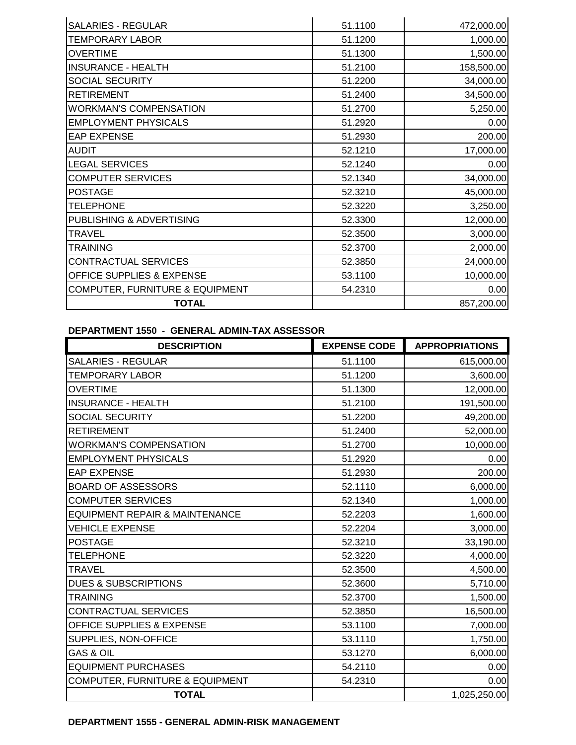| | | |
|---|---|---|
| SALARIES - REGULAR | 51.1100 | 472,000.00 |
| TEMPORARY LABOR | 51.1200 | 1,000.00 |
| OVERTIME | 51.1300 | 1,500.00 |
| INSURANCE - HEALTH | 51.2100 | 158,500.00 |
| SOCIAL SECURITY | 51.2200 | 34,000.00 |
| RETIREMENT | 51.2400 | 34,500.00 |
| WORKMAN'S COMPENSATION | 51.2700 | 5,250.00 |
| EMPLOYMENT PHYSICALS | 51.2920 | 0.00 |
| EAP EXPENSE | 51.2930 | 200.00 |
| AUDIT | 52.1210 | 17,000.00 |
| LEGAL SERVICES | 52.1240 | 0.00 |
| COMPUTER SERVICES | 52.1340 | 34,000.00 |
| POSTAGE | 52.3210 | 45,000.00 |
| TELEPHONE | 52.3220 | 3,250.00 |
| PUBLISHING & ADVERTISING | 52.3300 | 12,000.00 |
| TRAVEL | 52.3500 | 3,000.00 |
| TRAINING | 52.3700 | 2,000.00 |
| CONTRACTUAL SERVICES | 52.3850 | 24,000.00 |
| OFFICE SUPPLIES & EXPENSE | 53.1100 | 10,000.00 |
| COMPUTER, FURNITURE & EQUIPMENT | 54.2310 | 0.00 |
| **TOTAL** | | 857,200.00 |

**DEPARTMENT 1550 - GENERAL ADMIN-TAX ASSESSOR**

| DESCRIPTION | EXPENSE CODE | APPROPRIATIONS |
|---|---|---|
| SALARIES - REGULAR | 51.1100 | 615,000.00 |
| TEMPORARY LABOR | 51.1200 | 3,600.00 |
| OVERTIME | 51.1300 | 12,000.00 |
| INSURANCE - HEALTH | 51.2100 | 191,500.00 |
| SOCIAL SECURITY | 51.2200 | 49,200.00 |
| RETIREMENT | 51.2400 | 52,000.00 |
| WORKMAN'S COMPENSATION | 51.2700 | 10,000.00 |
| EMPLOYMENT PHYSICALS | 51.2920 | 0.00 |
| EAP EXPENSE | 51.2930 | 200.00 |
| BOARD OF ASSESSORS | 52.1110 | 6,000.00 |
| COMPUTER SERVICES | 52.1340 | 1,000.00 |
| EQUIPMENT REPAIR & MAINTENANCE | 52.2203 | 1,600.00 |
| VEHICLE EXPENSE | 52.2204 | 3,000.00 |
| POSTAGE | 52.3210 | 33,190.00 |
| TELEPHONE | 52.3220 | 4,000.00 |
| TRAVEL | 52.3500 | 4,500.00 |
| DUES & SUBSCRIPTIONS | 52.3600 | 5,710.00 |
| TRAINING | 52.3700 | 1,500.00 |
| CONTRACTUAL SERVICES | 52.3850 | 16,500.00 |
| OFFICE SUPPLIES & EXPENSE | 53.1100 | 7,000.00 |
| SUPPLIES, NON-OFFICE | 53.1110 | 1,750.00 |
| GAS & OIL | 53.1270 | 6,000.00 |
| EQUIPMENT PURCHASES | 54.2110 | 0.00 |
| COMPUTER, FURNITURE & EQUIPMENT | 54.2310 | 0.00 |
| **TOTAL** | | 1,025,250.00 |

**DEPARTMENT 1555 - GENERAL ADMIN-RISK MANAGEMENT**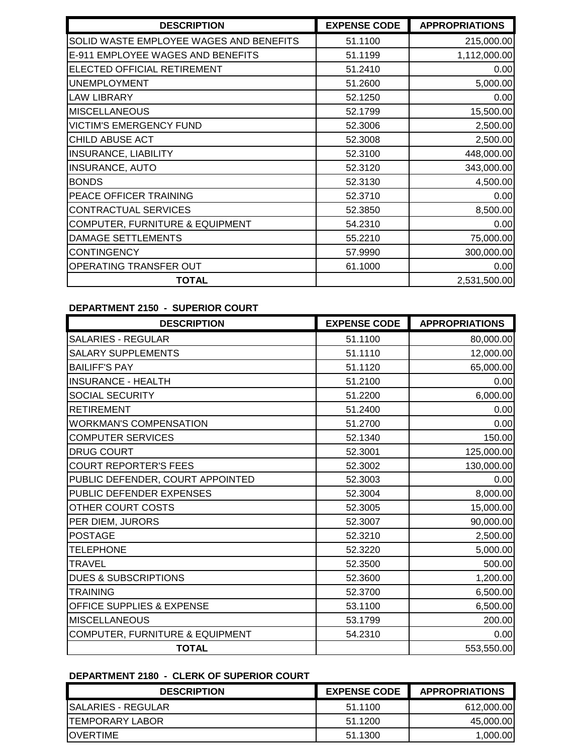| DESCRIPTION | EXPENSE CODE | APPROPRIATIONS |
|---|---|---|
| SOLID WASTE EMPLOYEE WAGES AND BENEFITS | 51.1100 | 215,000.00 |
| E-911 EMPLOYEE WAGES AND BENEFITS | 51.1199 | 1,112,000.00 |
| ELECTED OFFICIAL RETIREMENT | 51.2410 | 0.00 |
| UNEMPLOYMENT | 51.2600 | 5,000.00 |
| LAW LIBRARY | 52.1250 | 0.00 |
| MISCELLANEOUS | 52.1799 | 15,500.00 |
| VICTIM'S EMERGENCY FUND | 52.3006 | 2,500.00 |
| CHILD ABUSE ACT | 52.3008 | 2,500.00 |
| INSURANCE, LIABILITY | 52.3100 | 448,000.00 |
| INSURANCE, AUTO | 52.3120 | 343,000.00 |
| BONDS | 52.3130 | 4,500.00 |
| PEACE OFFICER TRAINING | 52.3710 | 0.00 |
| CONTRACTUAL SERVICES | 52.3850 | 8,500.00 |
| COMPUTER, FURNITURE & EQUIPMENT | 54.2310 | 0.00 |
| DAMAGE SETTLEMENTS | 55.2210 | 75,000.00 |
| CONTINGENCY | 57.9990 | 300,000.00 |
| OPERATING TRANSFER OUT | 61.1000 | 0.00 |
| **TOTAL** | | 2,531,500.00 |

**DEPARTMENT 2150 - SUPERIOR COURT**

| DESCRIPTION | EXPENSE CODE | APPROPRIATIONS |
|---|---|---|
| SALARIES - REGULAR | 51.1100 | 80,000.00 |
| SALARY SUPPLEMENTS | 51.1110 | 12,000.00 |
| BAILIFF'S PAY | 51.1120 | 65,000.00 |
| INSURANCE - HEALTH | 51.2100 | 0.00 |
| SOCIAL SECURITY | 51.2200 | 6,000.00 |
| RETIREMENT | 51.2400 | 0.00 |
| WORKMAN'S COMPENSATION | 51.2700 | 0.00 |
| COMPUTER SERVICES | 52.1340 | 150.00 |
| DRUG COURT | 52.3001 | 125,000.00 |
| COURT REPORTER'S FEES | 52.3002 | 130,000.00 |
| PUBLIC DEFENDER, COURT APPOINTED | 52.3003 | 0.00 |
| PUBLIC DEFENDER EXPENSES | 52.3004 | 8,000.00 |
| OTHER COURT COSTS | 52.3005 | 15,000.00 |
| PER DIEM, JURORS | 52.3007 | 90,000.00 |
| POSTAGE | 52.3210 | 2,500.00 |
| TELEPHONE | 52.3220 | 5,000.00 |
| TRAVEL | 52.3500 | 500.00 |
| DUES & SUBSCRIPTIONS | 52.3600 | 1,200.00 |
| TRAINING | 52.3700 | 6,500.00 |
| OFFICE SUPPLIES & EXPENSE | 53.1100 | 6,500.00 |
| MISCELLANEOUS | 53.1799 | 200.00 |
| COMPUTER, FURNITURE & EQUIPMENT | 54.2310 | 0.00 |
| **TOTAL** | | 553,550.00 |

**DEPARTMENT 2180 - CLERK OF SUPERIOR COURT**

| DESCRIPTION | EXPENSE CODE | APPROPRIATIONS |
|---|---|---|
| SALARIES - REGULAR | 51.1100 | 612,000.00 |
| TEMPORARY LABOR | 51.1200 | 45,000.00 |
| OVERTIME | 51.1300 | 1,000.00 |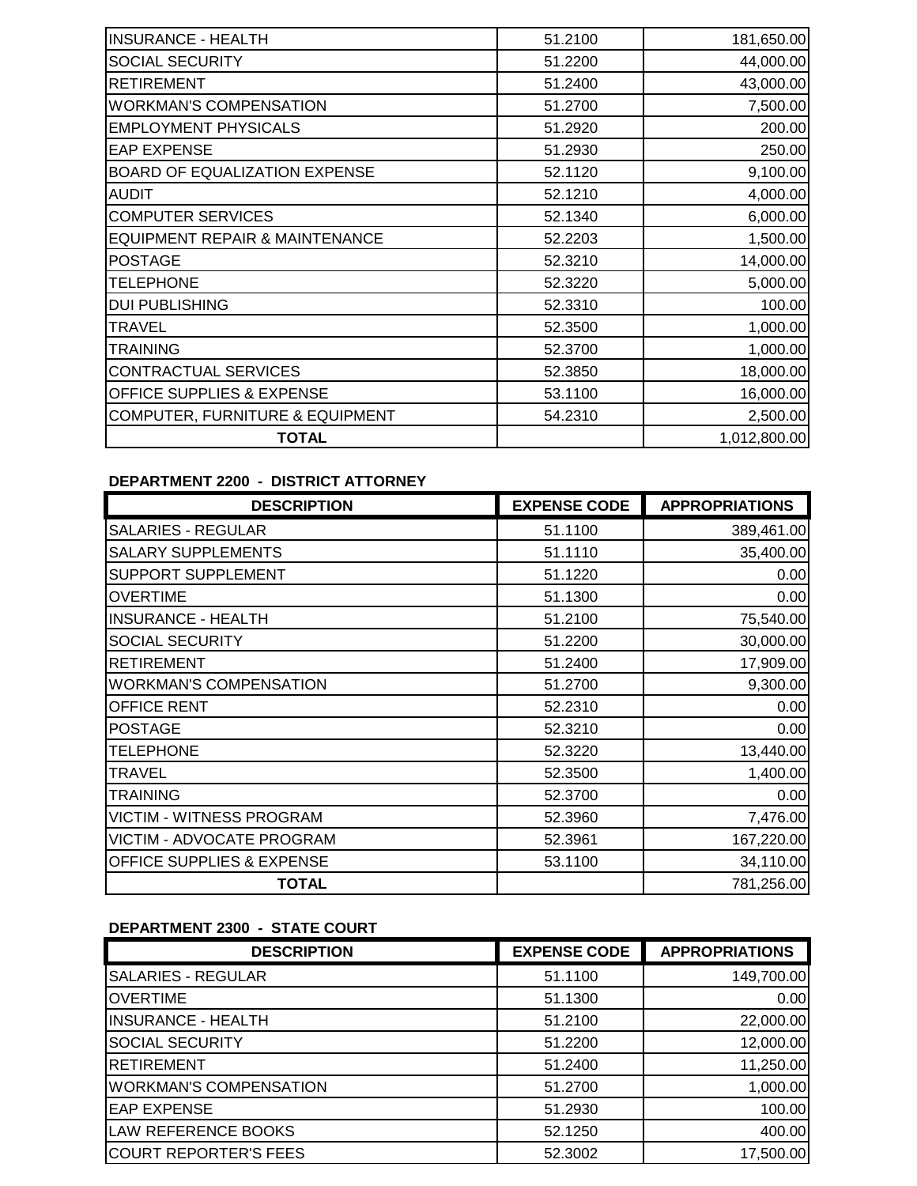| | | |
|---|---|---|
| INSURANCE - HEALTH | 51.2100 | 181,650.00 |
| SOCIAL SECURITY | 51.2200 | 44,000.00 |
| RETIREMENT | 51.2400 | 43,000.00 |
| WORKMAN'S COMPENSATION | 51.2700 | 7,500.00 |
| EMPLOYMENT PHYSICALS | 51.2920 | 200.00 |
| EAP EXPENSE | 51.2930 | 250.00 |
| BOARD OF EQUALIZATION EXPENSE | 52.1120 | 9,100.00 |
| AUDIT | 52.1210 | 4,000.00 |
| COMPUTER SERVICES | 52.1340 | 6,000.00 |
| EQUIPMENT REPAIR & MAINTENANCE | 52.2203 | 1,500.00 |
| POSTAGE | 52.3210 | 14,000.00 |
| TELEPHONE | 52.3220 | 5,000.00 |
| DUI PUBLISHING | 52.3310 | 100.00 |
| TRAVEL | 52.3500 | 1,000.00 |
| TRAINING | 52.3700 | 1,000.00 |
| CONTRACTUAL SERVICES | 52.3850 | 18,000.00 |
| OFFICE SUPPLIES & EXPENSE | 53.1100 | 16,000.00 |
| COMPUTER, FURNITURE & EQUIPMENT | 54.2310 | 2,500.00 |
| **TOTAL** | | 1,012,800.00 |

**DEPARTMENT 2200 - DISTRICT ATTORNEY**

| DESCRIPTION | EXPENSE CODE | APPROPRIATIONS |
|---|---|---|
| SALARIES - REGULAR | 51.1100 | 389,461.00 |
| SALARY SUPPLEMENTS | 51.1110 | 35,400.00 |
| SUPPORT SUPPLEMENT | 51.1220 | 0.00 |
| OVERTIME | 51.1300 | 0.00 |
| INSURANCE - HEALTH | 51.2100 | 75,540.00 |
| SOCIAL SECURITY | 51.2200 | 30,000.00 |
| RETIREMENT | 51.2400 | 17,909.00 |
| WORKMAN'S COMPENSATION | 51.2700 | 9,300.00 |
| OFFICE RENT | 52.2310 | 0.00 |
| POSTAGE | 52.3210 | 0.00 |
| TELEPHONE | 52.3220 | 13,440.00 |
| TRAVEL | 52.3500 | 1,400.00 |
| TRAINING | 52.3700 | 0.00 |
| VICTIM - WITNESS PROGRAM | 52.3960 | 7,476.00 |
| VICTIM - ADVOCATE PROGRAM | 52.3961 | 167,220.00 |
| OFFICE SUPPLIES & EXPENSE | 53.1100 | 34,110.00 |
| **TOTAL** | | 781,256.00 |

**DEPARTMENT 2300 - STATE COURT**

| DESCRIPTION | EXPENSE CODE | APPROPRIATIONS |
|---|---|---|
| SALARIES - REGULAR | 51.1100 | 149,700.00 |
| OVERTIME | 51.1300 | 0.00 |
| INSURANCE - HEALTH | 51.2100 | 22,000.00 |
| SOCIAL SECURITY | 51.2200 | 12,000.00 |
| RETIREMENT | 51.2400 | 11,250.00 |
| WORKMAN'S COMPENSATION | 51.2700 | 1,000.00 |
| EAP EXPENSE | 51.2930 | 100.00 |
| LAW REFERENCE BOOKS | 52.1250 | 400.00 |
| COURT REPORTER'S FEES | 52.3002 | 17,500.00 |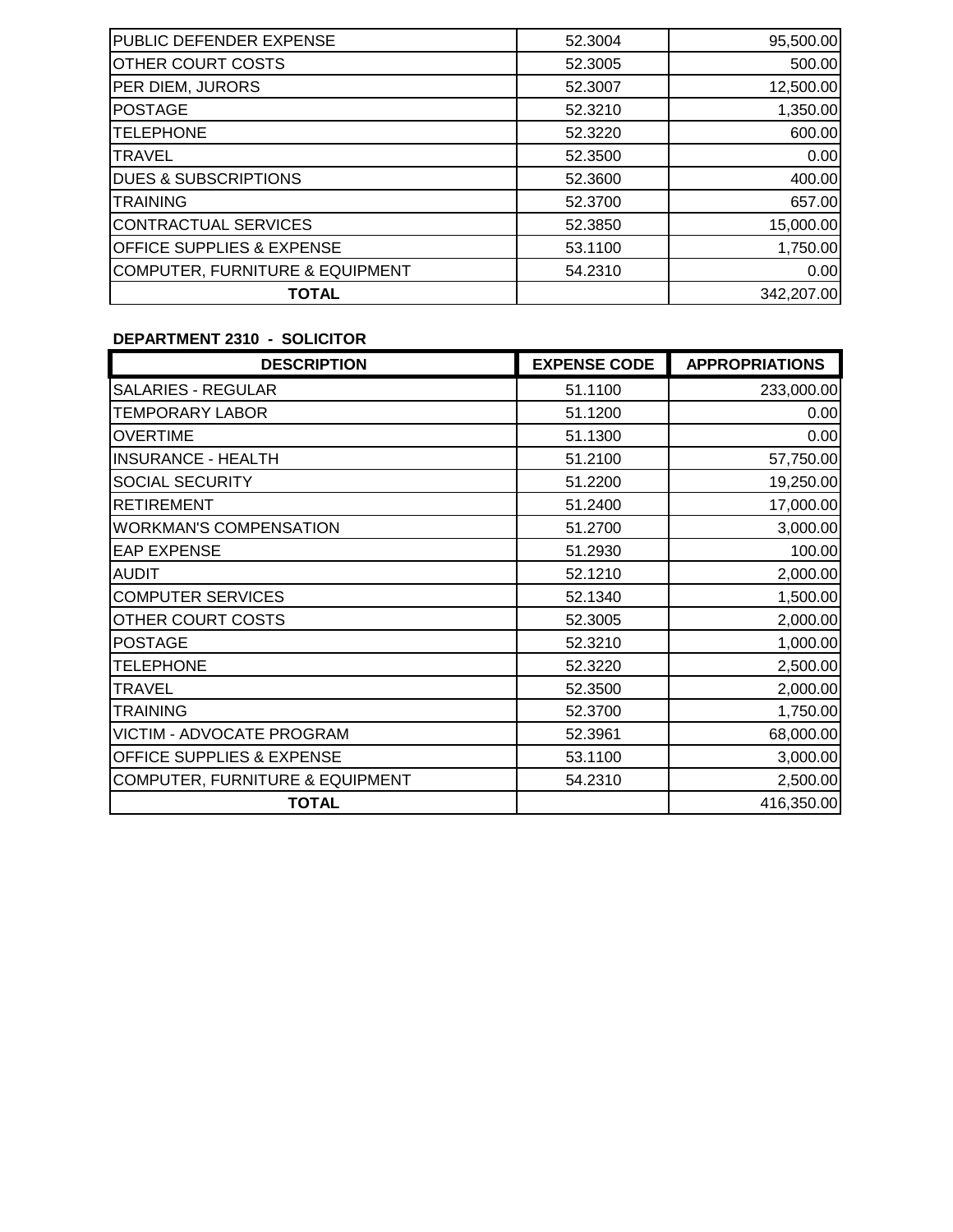| | | |
|---|---|---|
| PUBLIC DEFENDER EXPENSE | 52.3004 | 95,500.00 |
| OTHER COURT COSTS | 52.3005 | 500.00 |
| PER DIEM, JURORS | 52.3007 | 12,500.00 |
| POSTAGE | 52.3210 | 1,350.00 |
| TELEPHONE | 52.3220 | 600.00 |
| TRAVEL | 52.3500 | 0.00 |
| DUES & SUBSCRIPTIONS | 52.3600 | 400.00 |
| TRAINING | 52.3700 | 657.00 |
| CONTRACTUAL SERVICES | 52.3850 | 15,000.00 |
| OFFICE SUPPLIES & EXPENSE | 53.1100 | 1,750.00 |
| COMPUTER, FURNITURE & EQUIPMENT | 54.2310 | 0.00 |
| **TOTAL** | | 342,207.00 |

**DEPARTMENT 2310 - SOLICITOR**

| DESCRIPTION | EXPENSE CODE | APPROPRIATIONS |
|---|---|---|
| SALARIES - REGULAR | 51.1100 | 233,000.00 |
| TEMPORARY LABOR | 51.1200 | 0.00 |
| OVERTIME | 51.1300 | 0.00 |
| INSURANCE - HEALTH | 51.2100 | 57,750.00 |
| SOCIAL SECURITY | 51.2200 | 19,250.00 |
| RETIREMENT | 51.2400 | 17,000.00 |
| WORKMAN'S COMPENSATION | 51.2700 | 3,000.00 |
| EAP EXPENSE | 51.2930 | 100.00 |
| AUDIT | 52.1210 | 2,000.00 |
| COMPUTER SERVICES | 52.1340 | 1,500.00 |
| OTHER COURT COSTS | 52.3005 | 2,000.00 |
| POSTAGE | 52.3210 | 1,000.00 |
| TELEPHONE | 52.3220 | 2,500.00 |
| TRAVEL | 52.3500 | 2,000.00 |
| TRAINING | 52.3700 | 1,750.00 |
| VICTIM - ADVOCATE PROGRAM | 52.3961 | 68,000.00 |
| OFFICE SUPPLIES & EXPENSE | 53.1100 | 3,000.00 |
| COMPUTER, FURNITURE & EQUIPMENT | 54.2310 | 2,500.00 |
| **TOTAL** | | 416,350.00 |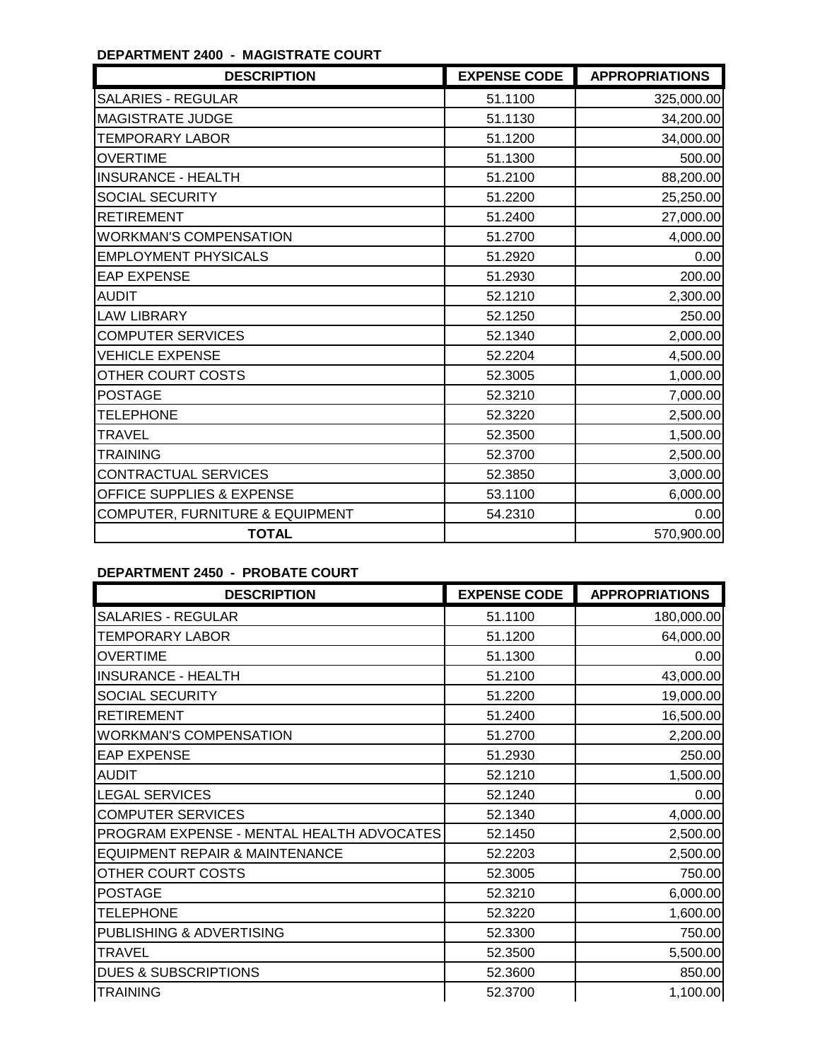**DEPARTMENT 2400 - MAGISTRATE COURT**

| DESCRIPTION | EXPENSE CODE | APPROPRIATIONS |
|---|---|---|
| SALARIES - REGULAR | 51.1100 | 325,000.00 |
| MAGISTRATE JUDGE | 51.1130 | 34,200.00 |
| TEMPORARY LABOR | 51.1200 | 34,000.00 |
| OVERTIME | 51.1300 | 500.00 |
| INSURANCE - HEALTH | 51.2100 | 88,200.00 |
| SOCIAL SECURITY | 51.2200 | 25,250.00 |
| RETIREMENT | 51.2400 | 27,000.00 |
| WORKMAN'S COMPENSATION | 51.2700 | 4,000.00 |
| EMPLOYMENT PHYSICALS | 51.2920 | 0.00 |
| EAP EXPENSE | 51.2930 | 200.00 |
| AUDIT | 52.1210 | 2,300.00 |
| LAW LIBRARY | 52.1250 | 250.00 |
| COMPUTER SERVICES | 52.1340 | 2,000.00 |
| VEHICLE EXPENSE | 52.2204 | 4,500.00 |
| OTHER COURT COSTS | 52.3005 | 1,000.00 |
| POSTAGE | 52.3210 | 7,000.00 |
| TELEPHONE | 52.3220 | 2,500.00 |
| TRAVEL | 52.3500 | 1,500.00 |
| TRAINING | 52.3700 | 2,500.00 |
| CONTRACTUAL SERVICES | 52.3850 | 3,000.00 |
| OFFICE SUPPLIES & EXPENSE | 53.1100 | 6,000.00 |
| COMPUTER, FURNITURE & EQUIPMENT | 54.2310 | 0.00 |
| **TOTAL** | | 570,900.00 |

**DEPARTMENT 2450 - PROBATE COURT**

| DESCRIPTION | EXPENSE CODE | APPROPRIATIONS |
|---|---|---|
| SALARIES - REGULAR | 51.1100 | 180,000.00 |
| TEMPORARY LABOR | 51.1200 | 64,000.00 |
| OVERTIME | 51.1300 | 0.00 |
| INSURANCE - HEALTH | 51.2100 | 43,000.00 |
| SOCIAL SECURITY | 51.2200 | 19,000.00 |
| RETIREMENT | 51.2400 | 16,500.00 |
| WORKMAN'S COMPENSATION | 51.2700 | 2,200.00 |
| EAP EXPENSE | 51.2930 | 250.00 |
| AUDIT | 52.1210 | 1,500.00 |
| LEGAL SERVICES | 52.1240 | 0.00 |
| COMPUTER SERVICES | 52.1340 | 4,000.00 |
| PROGRAM EXPENSE - MENTAL HEALTH ADVOCATES | 52.1450 | 2,500.00 |
| EQUIPMENT REPAIR & MAINTENANCE | 52.2203 | 2,500.00 |
| OTHER COURT COSTS | 52.3005 | 750.00 |
| POSTAGE | 52.3210 | 6,000.00 |
| TELEPHONE | 52.3220 | 1,600.00 |
| PUBLISHING & ADVERTISING | 52.3300 | 750.00 |
| TRAVEL | 52.3500 | 5,500.00 |
| DUES & SUBSCRIPTIONS | 52.3600 | 850.00 |
| TRAINING | 52.3700 | 1,100.00 |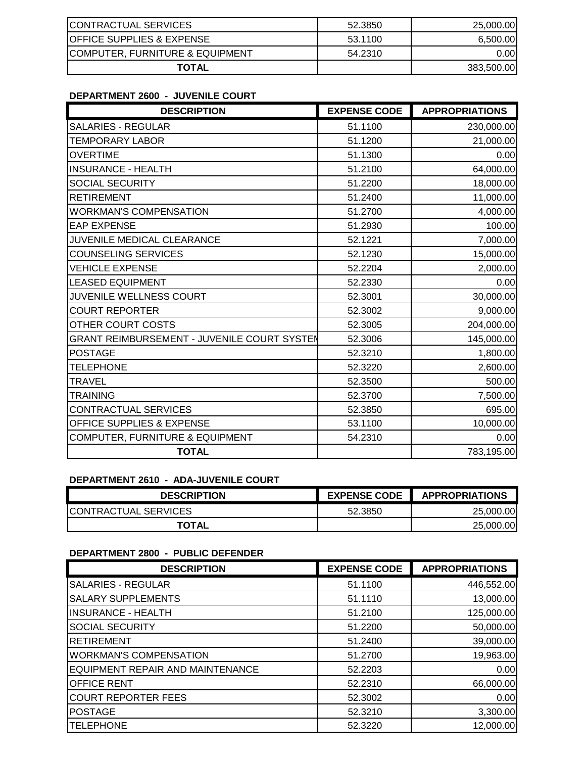| DESCRIPTION | EXPENSE CODE | APPROPRIATIONS |
|---|---|---|
| CONTRACTUAL SERVICES | 52.3850 | 25,000.00 |
| OFFICE SUPPLIES & EXPENSE | 53.1100 | 6,500.00 |
| COMPUTER, FURNITURE & EQUIPMENT | 54.2310 | 0.00 |
| **TOTAL** | | 383,500.00 |

**DEPARTMENT 2600 - JUVENILE COURT**

| DESCRIPTION | EXPENSE CODE | APPROPRIATIONS |
|---|---|---|
| SALARIES - REGULAR | 51.1100 | 230,000.00 |
| TEMPORARY LABOR | 51.1200 | 21,000.00 |
| OVERTIME | 51.1300 | 0.00 |
| INSURANCE - HEALTH | 51.2100 | 64,000.00 |
| SOCIAL SECURITY | 51.2200 | 18,000.00 |
| RETIREMENT | 51.2400 | 11,000.00 |
| WORKMAN'S COMPENSATION | 51.2700 | 4,000.00 |
| EAP EXPENSE | 51.2930 | 100.00 |
| JUVENILE MEDICAL CLEARANCE | 52.1221 | 7,000.00 |
| COUNSELING SERVICES | 52.1230 | 15,000.00 |
| VEHICLE EXPENSE | 52.2204 | 2,000.00 |
| LEASED EQUIPMENT | 52.2330 | 0.00 |
| JUVENILE WELLNESS COURT | 52.3001 | 30,000.00 |
| COURT REPORTER | 52.3002 | 9,000.00 |
| OTHER COURT COSTS | 52.3005 | 204,000.00 |
| GRANT REIMBURSEMENT - JUVENILE COURT SYSTEM | 52.3006 | 145,000.00 |
| POSTAGE | 52.3210 | 1,800.00 |
| TELEPHONE | 52.3220 | 2,600.00 |
| TRAVEL | 52.3500 | 500.00 |
| TRAINING | 52.3700 | 7,500.00 |
| CONTRACTUAL SERVICES | 52.3850 | 695.00 |
| OFFICE SUPPLIES & EXPENSE | 53.1100 | 10,000.00 |
| COMPUTER, FURNITURE & EQUIPMENT | 54.2310 | 0.00 |
| **TOTAL** | | 783,195.00 |

**DEPARTMENT 2610 - ADA-JUVENILE COURT**

| DESCRIPTION | EXPENSE CODE | APPROPRIATIONS |
|---|---|---|
| CONTRACTUAL SERVICES | 52.3850 | 25,000.00 |
| **TOTAL** | | 25,000.00 |

**DEPARTMENT 2800 - PUBLIC DEFENDER**

| DESCRIPTION | EXPENSE CODE | APPROPRIATIONS |
|---|---|---|
| SALARIES - REGULAR | 51.1100 | 446,552.00 |
| SALARY SUPPLEMENTS | 51.1110 | 13,000.00 |
| INSURANCE - HEALTH | 51.2100 | 125,000.00 |
| SOCIAL SECURITY | 51.2200 | 50,000.00 |
| RETIREMENT | 51.2400 | 39,000.00 |
| WORKMAN'S COMPENSATION | 51.2700 | 19,963.00 |
| EQUIPMENT REPAIR AND MAINTENANCE | 52.2203 | 0.00 |
| OFFICE RENT | 52.2310 | 66,000.00 |
| COURT REPORTER FEES | 52.3002 | 0.00 |
| POSTAGE | 52.3210 | 3,300.00 |
| TELEPHONE | 52.3220 | 12,000.00 |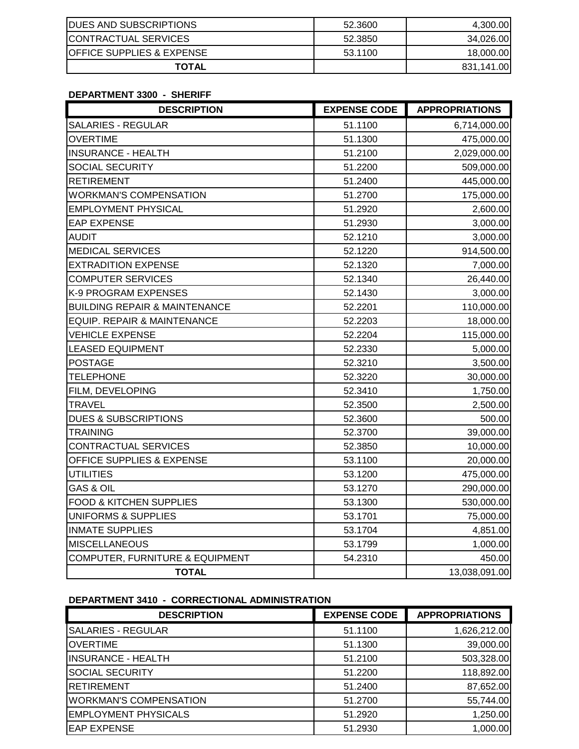| | | |
|---|---|---|
| DUES AND SUBSCRIPTIONS | 52.3600 | 4,300.00 |
| CONTRACTUAL SERVICES | 52.3850 | 34,026.00 |
| OFFICE SUPPLIES & EXPENSE | 53.1100 | 18,000.00 |
| **TOTAL** | | 831,141.00 |

**DEPARTMENT 3300 - SHERIFF**

| DESCRIPTION | EXPENSE CODE | APPROPRIATIONS |
|---|---|---|
| SALARIES - REGULAR | 51.1100 | 6,714,000.00 |
| OVERTIME | 51.1300 | 475,000.00 |
| INSURANCE - HEALTH | 51.2100 | 2,029,000.00 |
| SOCIAL SECURITY | 51.2200 | 509,000.00 |
| RETIREMENT | 51.2400 | 445,000.00 |
| WORKMAN'S COMPENSATION | 51.2700 | 175,000.00 |
| EMPLOYMENT PHYSICAL | 51.2920 | 2,600.00 |
| EAP EXPENSE | 51.2930 | 3,000.00 |
| AUDIT | 52.1210 | 3,000.00 |
| MEDICAL SERVICES | 52.1220 | 914,500.00 |
| EXTRADITION EXPENSE | 52.1320 | 7,000.00 |
| COMPUTER SERVICES | 52.1340 | 26,440.00 |
| K-9 PROGRAM EXPENSES | 52.1430 | 3,000.00 |
| BUILDING REPAIR & MAINTENANCE | 52.2201 | 110,000.00 |
| EQUIP. REPAIR & MAINTENANCE | 52.2203 | 18,000.00 |
| VEHICLE EXPENSE | 52.2204 | 115,000.00 |
| LEASED EQUIPMENT | 52.2330 | 5,000.00 |
| POSTAGE | 52.3210 | 3,500.00 |
| TELEPHONE | 52.3220 | 30,000.00 |
| FILM, DEVELOPING | 52.3410 | 1,750.00 |
| TRAVEL | 52.3500 | 2,500.00 |
| DUES & SUBSCRIPTIONS | 52.3600 | 500.00 |
| TRAINING | 52.3700 | 39,000.00 |
| CONTRACTUAL SERVICES | 52.3850 | 10,000.00 |
| OFFICE SUPPLIES & EXPENSE | 53.1100 | 20,000.00 |
| UTILITIES | 53.1200 | 475,000.00 |
| GAS & OIL | 53.1270 | 290,000.00 |
| FOOD & KITCHEN SUPPLIES | 53.1300 | 530,000.00 |
| UNIFORMS & SUPPLIES | 53.1701 | 75,000.00 |
| INMATE SUPPLIES | 53.1704 | 4,851.00 |
| MISCELLANEOUS | 53.1799 | 1,000.00 |
| COMPUTER, FURNITURE & EQUIPMENT | 54.2310 | 450.00 |
| **TOTAL** | | 13,038,091.00 |

**DEPARTMENT 3410 - CORRECTIONAL ADMINISTRATION**

| DESCRIPTION | EXPENSE CODE | APPROPRIATIONS |
|---|---|---|
| SALARIES - REGULAR | 51.1100 | 1,626,212.00 |
| OVERTIME | 51.1300 | 39,000.00 |
| INSURANCE - HEALTH | 51.2100 | 503,328.00 |
| SOCIAL SECURITY | 51.2200 | 118,892.00 |
| RETIREMENT | 51.2400 | 87,652.00 |
| WORKMAN'S COMPENSATION | 51.2700 | 55,744.00 |
| EMPLOYMENT PHYSICALS | 51.2920 | 1,250.00 |
| EAP EXPENSE | 51.2930 | 1,000.00 |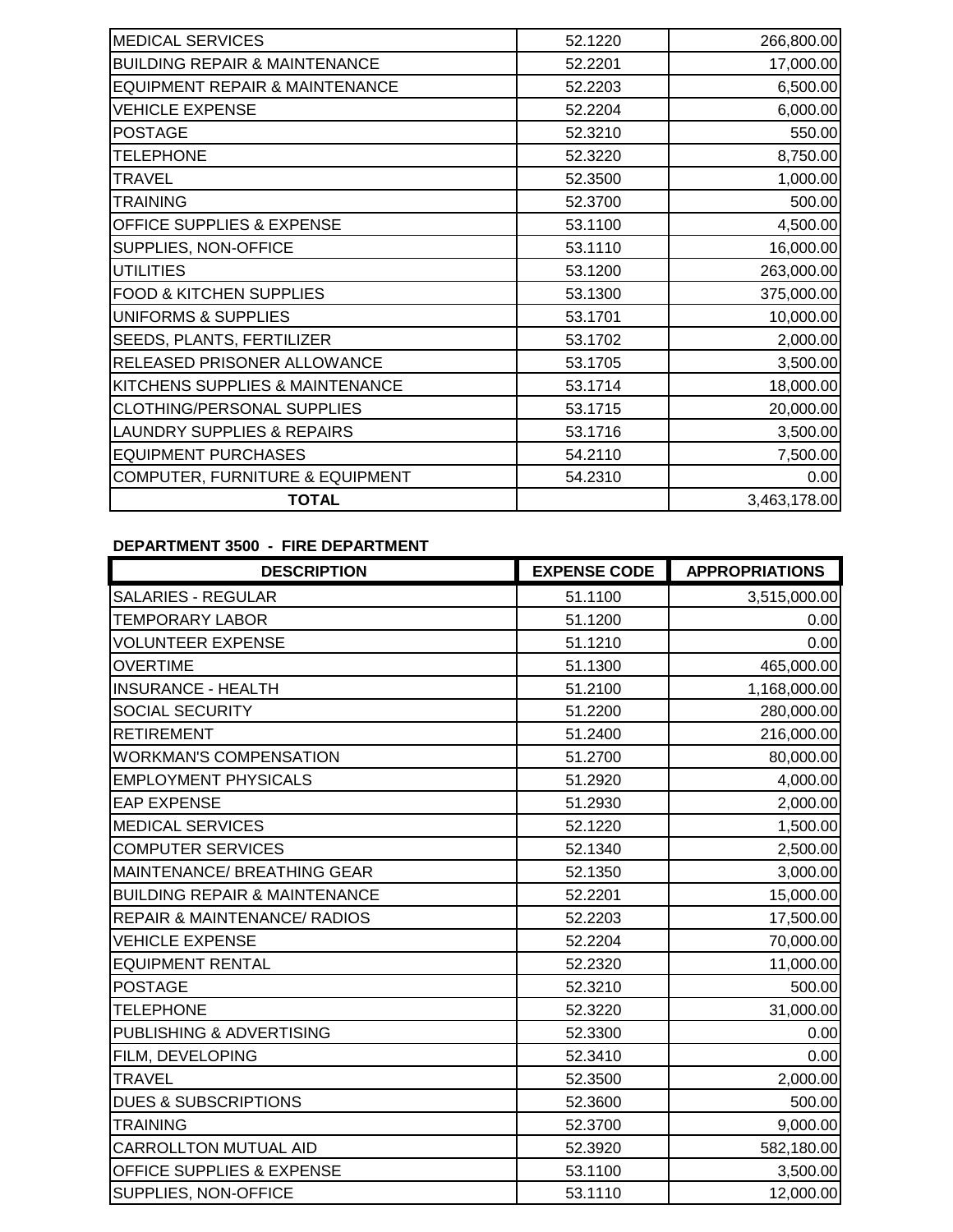| | | |
|---|---|---|
| MEDICAL SERVICES | 52.1220 | 266,800.00 |
| BUILDING REPAIR & MAINTENANCE | 52.2201 | 17,000.00 |
| EQUIPMENT REPAIR & MAINTENANCE | 52.2203 | 6,500.00 |
| VEHICLE EXPENSE | 52.2204 | 6,000.00 |
| POSTAGE | 52.3210 | 550.00 |
| TELEPHONE | 52.3220 | 8,750.00 |
| TRAVEL | 52.3500 | 1,000.00 |
| TRAINING | 52.3700 | 500.00 |
| OFFICE SUPPLIES & EXPENSE | 53.1100 | 4,500.00 |
| SUPPLIES, NON-OFFICE | 53.1110 | 16,000.00 |
| UTILITIES | 53.1200 | 263,000.00 |
| FOOD & KITCHEN SUPPLIES | 53.1300 | 375,000.00 |
| UNIFORMS & SUPPLIES | 53.1701 | 10,000.00 |
| SEEDS, PLANTS, FERTILIZER | 53.1702 | 2,000.00 |
| RELEASED PRISONER ALLOWANCE | 53.1705 | 3,500.00 |
| KITCHENS SUPPLIES & MAINTENANCE | 53.1714 | 18,000.00 |
| CLOTHING/PERSONAL SUPPLIES | 53.1715 | 20,000.00 |
| LAUNDRY SUPPLIES & REPAIRS | 53.1716 | 3,500.00 |
| EQUIPMENT PURCHASES | 54.2110 | 7,500.00 |
| COMPUTER, FURNITURE & EQUIPMENT | 54.2310 | 0.00 |
| **TOTAL** | | 3,463,178.00 |

**DEPARTMENT 3500 - FIRE DEPARTMENT**

| DESCRIPTION | EXPENSE CODE | APPROPRIATIONS |
|---|---|---|
| SALARIES - REGULAR | 51.1100 | 3,515,000.00 |
| TEMPORARY LABOR | 51.1200 | 0.00 |
| VOLUNTEER EXPENSE | 51.1210 | 0.00 |
| OVERTIME | 51.1300 | 465,000.00 |
| INSURANCE - HEALTH | 51.2100 | 1,168,000.00 |
| SOCIAL SECURITY | 51.2200 | 280,000.00 |
| RETIREMENT | 51.2400 | 216,000.00 |
| WORKMAN'S COMPENSATION | 51.2700 | 80,000.00 |
| EMPLOYMENT PHYSICALS | 51.2920 | 4,000.00 |
| EAP EXPENSE | 51.2930 | 2,000.00 |
| MEDICAL SERVICES | 52.1220 | 1,500.00 |
| COMPUTER SERVICES | 52.1340 | 2,500.00 |
| MAINTENANCE/ BREATHING GEAR | 52.1350 | 3,000.00 |
| BUILDING REPAIR & MAINTENANCE | 52.2201 | 15,000.00 |
| REPAIR & MAINTENANCE/ RADIOS | 52.2203 | 17,500.00 |
| VEHICLE EXPENSE | 52.2204 | 70,000.00 |
| EQUIPMENT RENTAL | 52.2320 | 11,000.00 |
| POSTAGE | 52.3210 | 500.00 |
| TELEPHONE | 52.3220 | 31,000.00 |
| PUBLISHING & ADVERTISING | 52.3300 | 0.00 |
| FILM, DEVELOPING | 52.3410 | 0.00 |
| TRAVEL | 52.3500 | 2,000.00 |
| DUES & SUBSCRIPTIONS | 52.3600 | 500.00 |
| TRAINING | 52.3700 | 9,000.00 |
| CARROLLTON MUTUAL AID | 52.3920 | 582,180.00 |
| OFFICE SUPPLIES & EXPENSE | 53.1100 | 3,500.00 |
| SUPPLIES, NON-OFFICE | 53.1110 | 12,000.00 |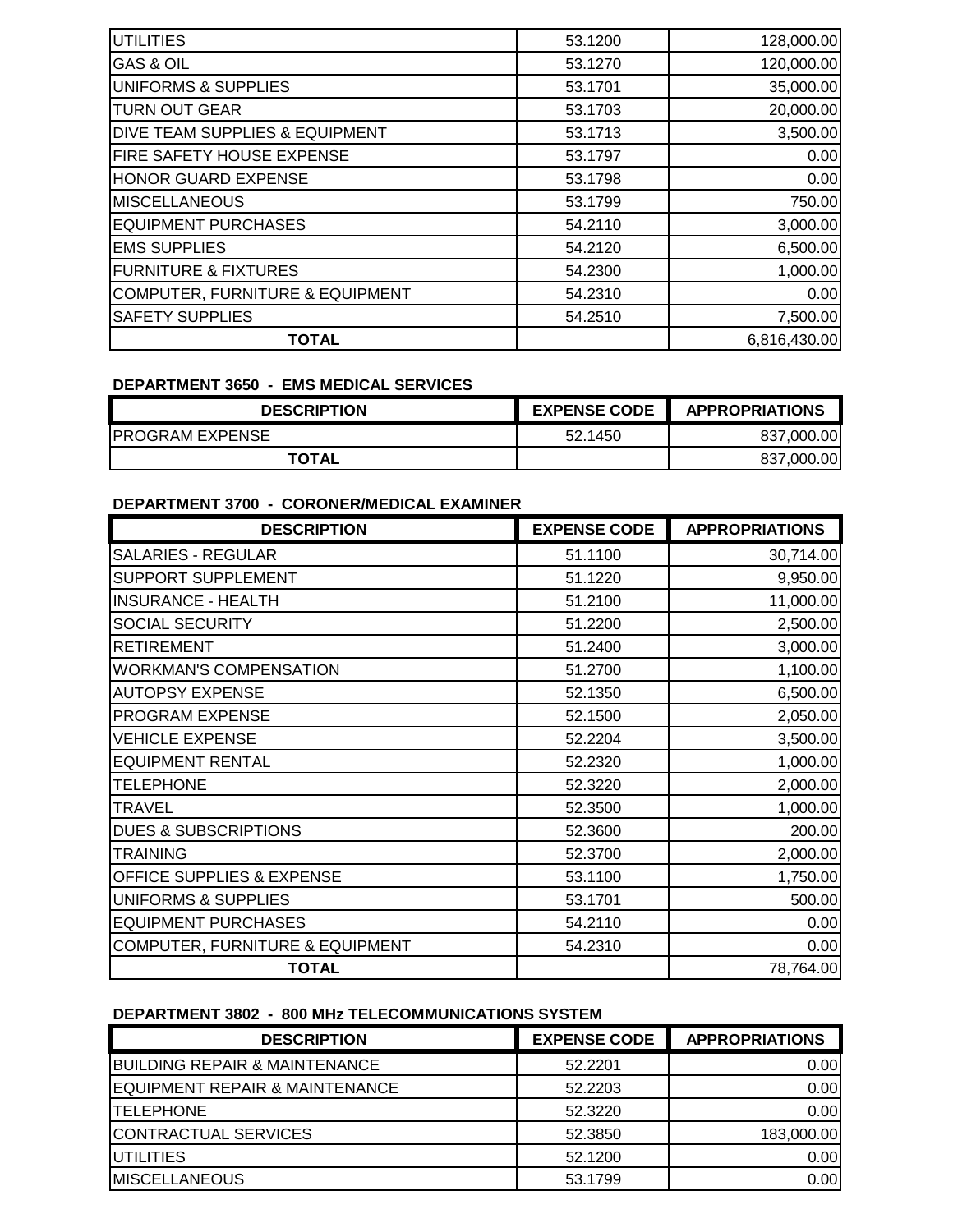| | | |
|---|---|---|
| UTILITIES | 53.1200 | 128,000.00 |
| GAS & OIL | 53.1270 | 120,000.00 |
| UNIFORMS & SUPPLIES | 53.1701 | 35,000.00 |
| TURN OUT GEAR | 53.1703 | 20,000.00 |
| DIVE TEAM SUPPLIES & EQUIPMENT | 53.1713 | 3,500.00 |
| FIRE SAFETY HOUSE EXPENSE | 53.1797 | 0.00 |
| HONOR GUARD EXPENSE | 53.1798 | 0.00 |
| MISCELLANEOUS | 53.1799 | 750.00 |
| EQUIPMENT PURCHASES | 54.2110 | 3,000.00 |
| EMS SUPPLIES | 54.2120 | 6,500.00 |
| FURNITURE & FIXTURES | 54.2300 | 1,000.00 |
| COMPUTER, FURNITURE & EQUIPMENT | 54.2310 | 0.00 |
| SAFETY SUPPLIES | 54.2510 | 7,500.00 |
| **TOTAL** | | 6,816,430.00 |

**DEPARTMENT 3650 - EMS MEDICAL SERVICES**

| DESCRIPTION | EXPENSE CODE | APPROPRIATIONS |
|---|---|---|
| PROGRAM EXPENSE | 52.1450 | 837,000.00 |
| **TOTAL** | | 837,000.00 |

**DEPARTMENT 3700 - CORONER/MEDICAL EXAMINER**

| DESCRIPTION | EXPENSE CODE | APPROPRIATIONS |
|---|---|---|
| SALARIES - REGULAR | 51.1100 | 30,714.00 |
| SUPPORT SUPPLEMENT | 51.1220 | 9,950.00 |
| INSURANCE - HEALTH | 51.2100 | 11,000.00 |
| SOCIAL SECURITY | 51.2200 | 2,500.00 |
| RETIREMENT | 51.2400 | 3,000.00 |
| WORKMAN'S COMPENSATION | 51.2700 | 1,100.00 |
| AUTOPSY EXPENSE | 52.1350 | 6,500.00 |
| PROGRAM EXPENSE | 52.1500 | 2,050.00 |
| VEHICLE EXPENSE | 52.2204 | 3,500.00 |
| EQUIPMENT RENTAL | 52.2320 | 1,000.00 |
| TELEPHONE | 52.3220 | 2,000.00 |
| TRAVEL | 52.3500 | 1,000.00 |
| DUES & SUBSCRIPTIONS | 52.3600 | 200.00 |
| TRAINING | 52.3700 | 2,000.00 |
| OFFICE SUPPLIES & EXPENSE | 53.1100 | 1,750.00 |
| UNIFORMS & SUPPLIES | 53.1701 | 500.00 |
| EQUIPMENT PURCHASES | 54.2110 | 0.00 |
| COMPUTER, FURNITURE & EQUIPMENT | 54.2310 | 0.00 |
| **TOTAL** | | 78,764.00 |

**DEPARTMENT 3802 - 800 MHz TELECOMMUNICATIONS SYSTEM**

| DESCRIPTION | EXPENSE CODE | APPROPRIATIONS |
|---|---|---|
| BUILDING REPAIR & MAINTENANCE | 52.2201 | 0.00 |
| EQUIPMENT REPAIR & MAINTENANCE | 52.2203 | 0.00 |
| TELEPHONE | 52.3220 | 0.00 |
| CONTRACTUAL SERVICES | 52.3850 | 183,000.00 |
| UTILITIES | 52.1200 | 0.00 |
| MISCELLANEOUS | 53.1799 | 0.00 |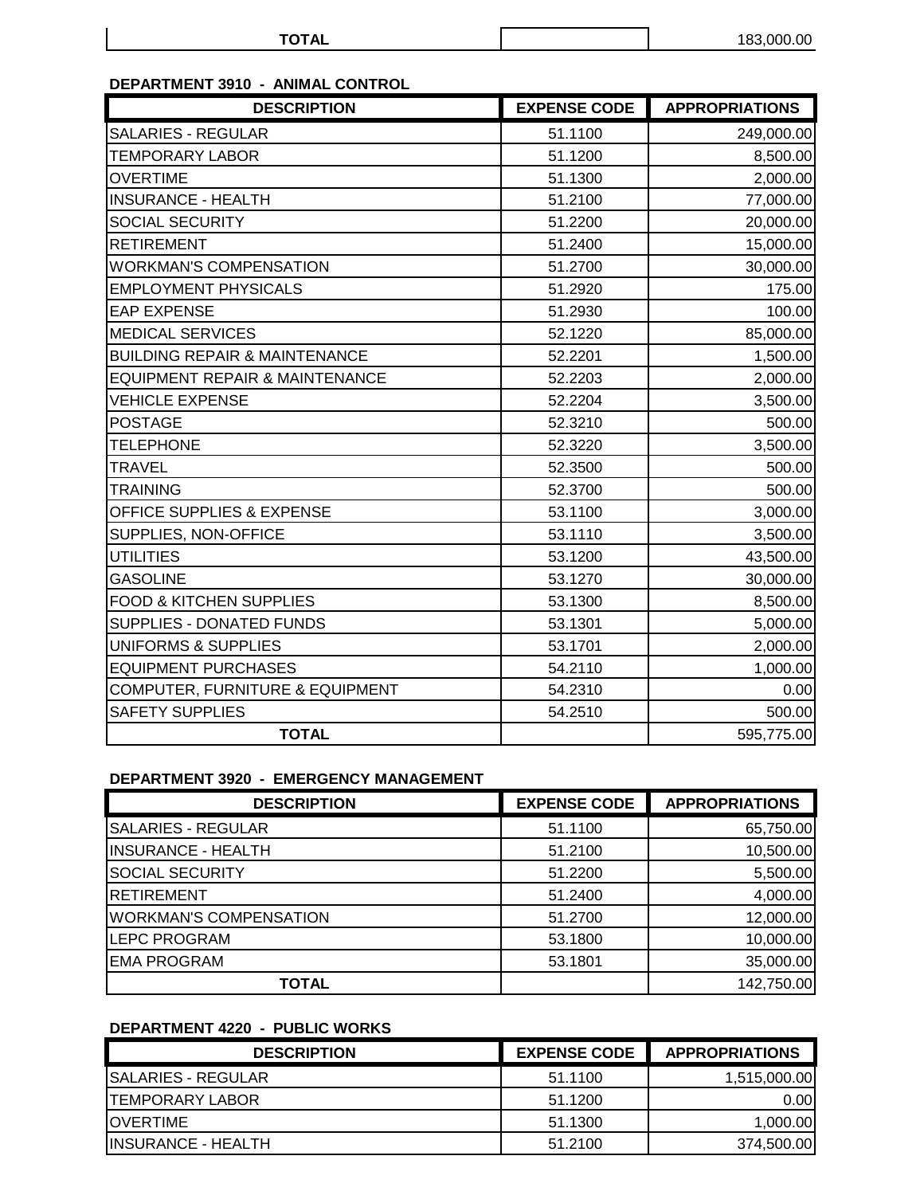| TOTAL | | 183,000.00 |
|---|---|---|

**DEPARTMENT 3910 - ANIMAL CONTROL**

| DESCRIPTION | EXPENSE CODE | APPROPRIATIONS |
|---|---|---|
| SALARIES - REGULAR | 51.1100 | 249,000.00 |
| TEMPORARY LABOR | 51.1200 | 8,500.00 |
| OVERTIME | 51.1300 | 2,000.00 |
| INSURANCE - HEALTH | 51.2100 | 77,000.00 |
| SOCIAL SECURITY | 51.2200 | 20,000.00 |
| RETIREMENT | 51.2400 | 15,000.00 |
| WORKMAN'S COMPENSATION | 51.2700 | 30,000.00 |
| EMPLOYMENT PHYSICALS | 51.2920 | 175.00 |
| EAP EXPENSE | 51.2930 | 100.00 |
| MEDICAL SERVICES | 52.1220 | 85,000.00 |
| BUILDING REPAIR & MAINTENANCE | 52.2201 | 1,500.00 |
| EQUIPMENT REPAIR & MAINTENANCE | 52.2203 | 2,000.00 |
| VEHICLE EXPENSE | 52.2204 | 3,500.00 |
| POSTAGE | 52.3210 | 500.00 |
| TELEPHONE | 52.3220 | 3,500.00 |
| TRAVEL | 52.3500 | 500.00 |
| TRAINING | 52.3700 | 500.00 |
| OFFICE SUPPLIES & EXPENSE | 53.1100 | 3,000.00 |
| SUPPLIES, NON-OFFICE | 53.1110 | 3,500.00 |
| UTILITIES | 53.1200 | 43,500.00 |
| GASOLINE | 53.1270 | 30,000.00 |
| FOOD & KITCHEN SUPPLIES | 53.1300 | 8,500.00 |
| SUPPLIES - DONATED FUNDS | 53.1301 | 5,000.00 |
| UNIFORMS & SUPPLIES | 53.1701 | 2,000.00 |
| EQUIPMENT PURCHASES | 54.2110 | 1,000.00 |
| COMPUTER, FURNITURE & EQUIPMENT | 54.2310 | 0.00 |
| SAFETY SUPPLIES | 54.2510 | 500.00 |
| TOTAL | | 595,775.00 |

**DEPARTMENT 3920 - EMERGENCY MANAGEMENT**

| DESCRIPTION | EXPENSE CODE | APPROPRIATIONS |
|---|---|---|
| SALARIES - REGULAR | 51.1100 | 65,750.00 |
| INSURANCE - HEALTH | 51.2100 | 10,500.00 |
| SOCIAL SECURITY | 51.2200 | 5,500.00 |
| RETIREMENT | 51.2400 | 4,000.00 |
| WORKMAN'S COMPENSATION | 51.2700 | 12,000.00 |
| LEPC PROGRAM | 53.1800 | 10,000.00 |
| EMA PROGRAM | 53.1801 | 35,000.00 |
| TOTAL | | 142,750.00 |

**DEPARTMENT 4220 - PUBLIC WORKS**

| DESCRIPTION | EXPENSE CODE | APPROPRIATIONS |
|---|---|---|
| SALARIES - REGULAR | 51.1100 | 1,515,000.00 |
| TEMPORARY LABOR | 51.1200 | 0.00 |
| OVERTIME | 51.1300 | 1,000.00 |
| INSURANCE - HEALTH | 51.2100 | 374,500.00 |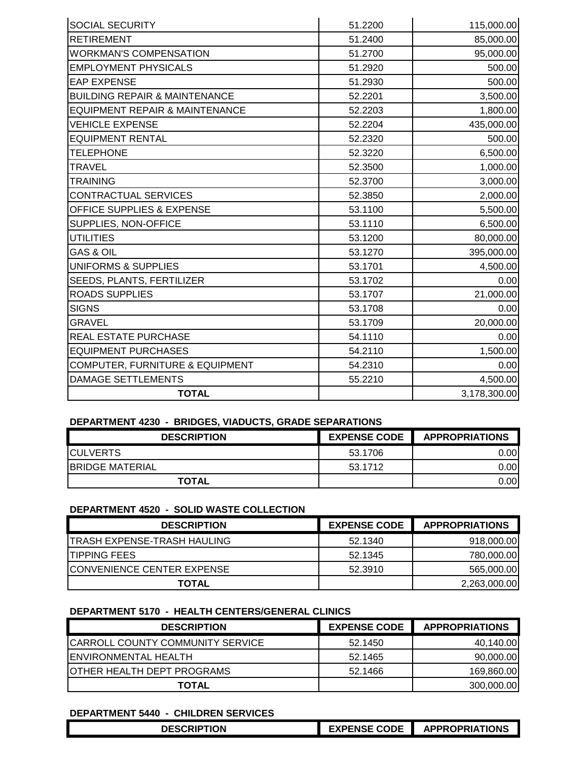| | | |
|---|---|---|
| SOCIAL SECURITY | 51.2200 | 115,000.00 |
| RETIREMENT | 51.2400 | 85,000.00 |
| WORKMAN'S COMPENSATION | 51.2700 | 95,000.00 |
| EMPLOYMENT PHYSICALS | 51.2920 | 500.00 |
| EAP EXPENSE | 51.2930 | 500.00 |
| BUILDING REPAIR & MAINTENANCE | 52.2201 | 3,500.00 |
| EQUIPMENT REPAIR & MAINTENANCE | 52.2203 | 1,800.00 |
| VEHICLE EXPENSE | 52.2204 | 435,000.00 |
| EQUIPMENT RENTAL | 52.2320 | 500.00 |
| TELEPHONE | 52.3220 | 6,500.00 |
| TRAVEL | 52.3500 | 1,000.00 |
| TRAINING | 52.3700 | 3,000.00 |
| CONTRACTUAL SERVICES | 52.3850 | 2,000.00 |
| OFFICE SUPPLIES & EXPENSE | 53.1100 | 5,500.00 |
| SUPPLIES, NON-OFFICE | 53.1110 | 6,500.00 |
| UTILITIES | 53.1200 | 80,000.00 |
| GAS & OIL | 53.1270 | 395,000.00 |
| UNIFORMS & SUPPLIES | 53.1701 | 4,500.00 |
| SEEDS, PLANTS, FERTILIZER | 53.1702 | 0.00 |
| ROADS SUPPLIES | 53.1707 | 21,000.00 |
| SIGNS | 53.1708 | 0.00 |
| GRAVEL | 53.1709 | 20,000.00 |
| REAL ESTATE PURCHASE | 54.1110 | 0.00 |
| EQUIPMENT PURCHASES | 54.2110 | 1,500.00 |
| COMPUTER, FURNITURE & EQUIPMENT | 54.2310 | 0.00 |
| DAMAGE SETTLEMENTS | 55.2210 | 4,500.00 |
| **TOTAL** | | 3,178,300.00 |

**DEPARTMENT 4230 - BRIDGES, VIADUCTS, GRADE SEPARATIONS**

| DESCRIPTION | EXPENSE CODE | APPROPRIATIONS |
|---|---|---|
| CULVERTS | 53.1706 | 0.00 |
| BRIDGE MATERIAL | 53.1712 | 0.00 |
| **TOTAL** | | 0.00 |

**DEPARTMENT 4520 - SOLID WASTE COLLECTION**

| DESCRIPTION | EXPENSE CODE | APPROPRIATIONS |
|---|---|---|
| TRASH EXPENSE-TRASH HAULING | 52.1340 | 918,000.00 |
| TIPPING FEES | 52.1345 | 780,000.00 |
| CONVENIENCE CENTER EXPENSE | 52.3910 | 565,000.00 |
| **TOTAL** | | 2,263,000.00 |

**DEPARTMENT 5170 - HEALTH CENTERS/GENERAL CLINICS**

| DESCRIPTION | EXPENSE CODE | APPROPRIATIONS |
|---|---|---|
| CARROLL COUNTY COMMUNITY SERVICE | 52.1450 | 40,140.00 |
| ENVIRONMENTAL HEALTH | 52.1465 | 90,000.00 |
| OTHER HEALTH DEPT PROGRAMS | 52.1466 | 169,860.00 |
| **TOTAL** | | 300,000.00 |

**DEPARTMENT 5440 - CHILDREN SERVICES**

| DESCRIPTION | EXPENSE CODE | APPROPRIATIONS |
|---|---|---|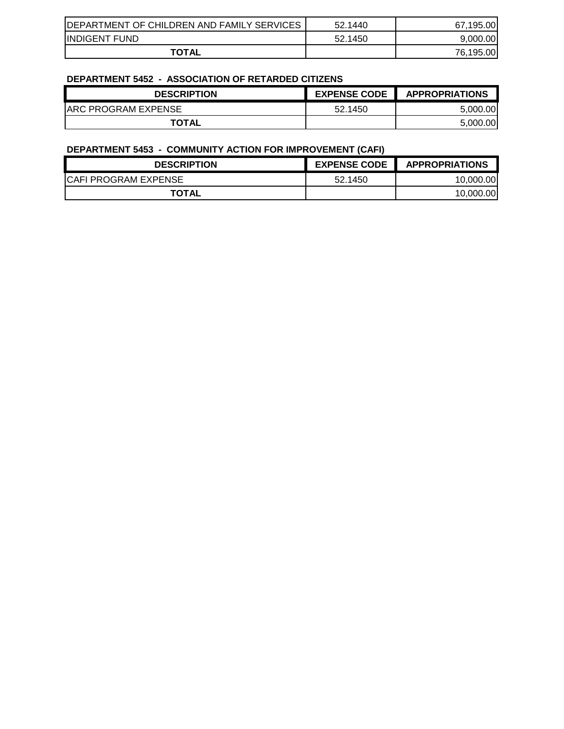| | | |
|---|---|---|
| DEPARTMENT OF CHILDREN AND FAMILY SERVICES | 52.1440 | 67,195.00 |
| INDIGENT FUND | 52.1450 | 9,000.00 |
| **TOTAL** | | 76,195.00 |

**DEPARTMENT 5452 - ASSOCIATION OF RETARDED CITIZENS**

| DESCRIPTION | EXPENSE CODE | APPROPRIATIONS |
|---|---|---|
| ARC PROGRAM EXPENSE | 52.1450 | 5,000.00 |
| **TOTAL** | | 5,000.00 |

**DEPARTMENT 5453 - COMMUNITY ACTION FOR IMPROVEMENT (CAFI)**

| DESCRIPTION | EXPENSE CODE | APPROPRIATIONS |
|---|---|---|
| CAFI PROGRAM EXPENSE | 52.1450 | 10,000.00 |
| **TOTAL** | | 10,000.00 |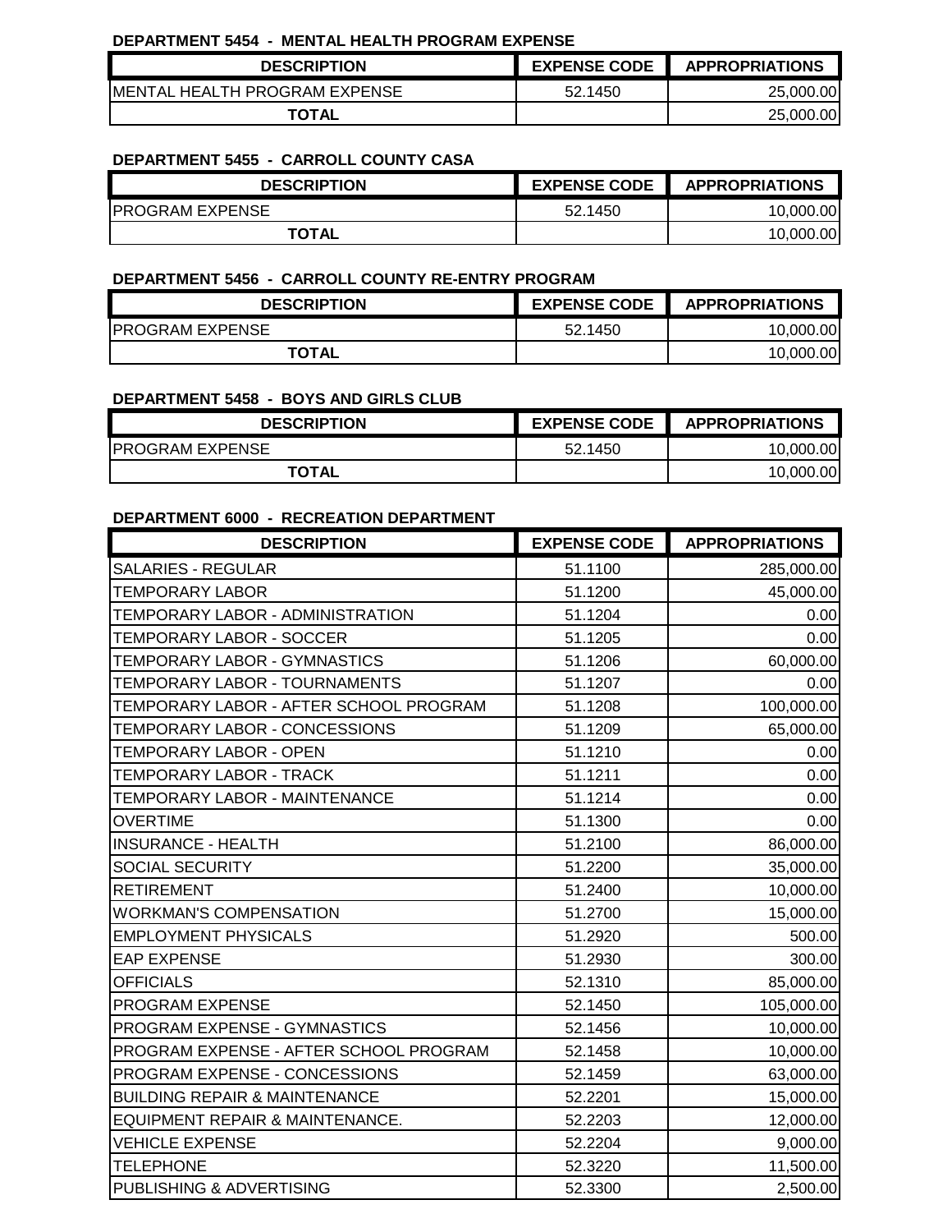**DEPARTMENT 5454 - MENTAL HEALTH PROGRAM EXPENSE**

| DESCRIPTION | EXPENSE CODE | APPROPRIATIONS |
|---|---|---|
| MENTAL HEALTH PROGRAM EXPENSE | 52.1450 | 25,000.00 |
| TOTAL | | 25,000.00 |

**DEPARTMENT 5455 - CARROLL COUNTY CASA**

| DESCRIPTION | EXPENSE CODE | APPROPRIATIONS |
|---|---|---|
| PROGRAM EXPENSE | 52.1450 | 10,000.00 |
| TOTAL | | 10,000.00 |

**DEPARTMENT 5456 - CARROLL COUNTY RE-ENTRY PROGRAM**

| DESCRIPTION | EXPENSE CODE | APPROPRIATIONS |
|---|---|---|
| PROGRAM EXPENSE | 52.1450 | 10,000.00 |
| TOTAL | | 10,000.00 |

**DEPARTMENT 5458 - BOYS AND GIRLS CLUB**

| DESCRIPTION | EXPENSE CODE | APPROPRIATIONS |
|---|---|---|
| PROGRAM EXPENSE | 52.1450 | 10,000.00 |
| TOTAL | | 10,000.00 |

**DEPARTMENT 6000 - RECREATION DEPARTMENT**

| DESCRIPTION | EXPENSE CODE | APPROPRIATIONS |
|---|---|---|
| SALARIES - REGULAR | 51.1100 | 285,000.00 |
| TEMPORARY LABOR | 51.1200 | 45,000.00 |
| TEMPORARY LABOR - ADMINISTRATION | 51.1204 | 0.00 |
| TEMPORARY LABOR - SOCCER | 51.1205 | 0.00 |
| TEMPORARY LABOR - GYMNASTICS | 51.1206 | 60,000.00 |
| TEMPORARY LABOR - TOURNAMENTS | 51.1207 | 0.00 |
| TEMPORARY LABOR - AFTER SCHOOL PROGRAM | 51.1208 | 100,000.00 |
| TEMPORARY LABOR - CONCESSIONS | 51.1209 | 65,000.00 |
| TEMPORARY LABOR - OPEN | 51.1210 | 0.00 |
| TEMPORARY LABOR - TRACK | 51.1211 | 0.00 |
| TEMPORARY LABOR - MAINTENANCE | 51.1214 | 0.00 |
| OVERTIME | 51.1300 | 0.00 |
| INSURANCE - HEALTH | 51.2100 | 86,000.00 |
| SOCIAL SECURITY | 51.2200 | 35,000.00 |
| RETIREMENT | 51.2400 | 10,000.00 |
| WORKMAN'S COMPENSATION | 51.2700 | 15,000.00 |
| EMPLOYMENT PHYSICALS | 51.2920 | 500.00 |
| EAP EXPENSE | 51.2930 | 300.00 |
| OFFICIALS | 52.1310 | 85,000.00 |
| PROGRAM EXPENSE | 52.1450 | 105,000.00 |
| PROGRAM EXPENSE - GYMNASTICS | 52.1456 | 10,000.00 |
| PROGRAM EXPENSE - AFTER SCHOOL PROGRAM | 52.1458 | 10,000.00 |
| PROGRAM EXPENSE - CONCESSIONS | 52.1459 | 63,000.00 |
| BUILDING REPAIR & MAINTENANCE | 52.2201 | 15,000.00 |
| EQUIPMENT REPAIR & MAINTENANCE. | 52.2203 | 12,000.00 |
| VEHICLE EXPENSE | 52.2204 | 9,000.00 |
| TELEPHONE | 52.3220 | 11,500.00 |
| PUBLISHING & ADVERTISING | 52.3300 | 2,500.00 |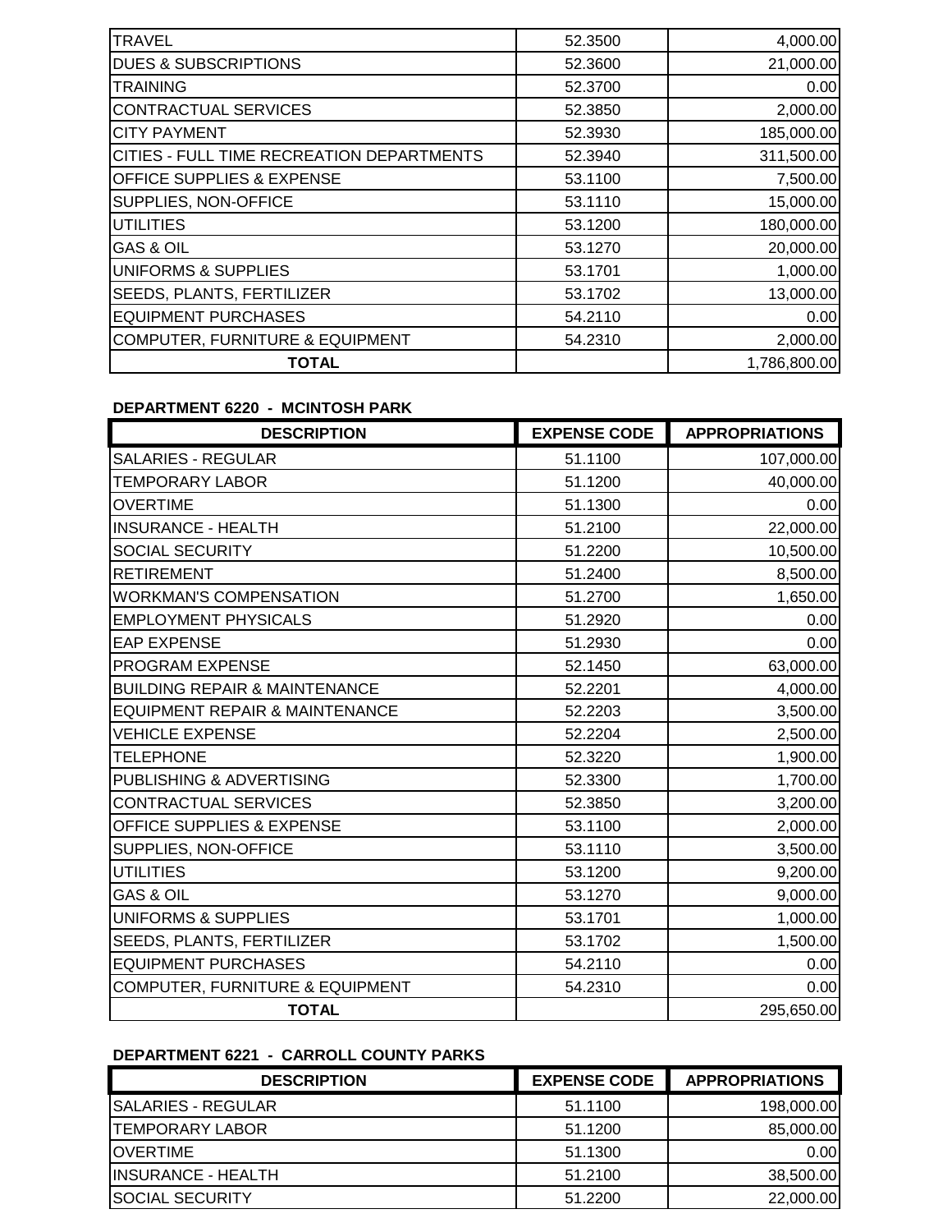| | | |
|---|---|---|
| TRAVEL | 52.3500 | 4,000.00 |
| DUES & SUBSCRIPTIONS | 52.3600 | 21,000.00 |
| TRAINING | 52.3700 | 0.00 |
| CONTRACTUAL SERVICES | 52.3850 | 2,000.00 |
| CITY PAYMENT | 52.3930 | 185,000.00 |
| CITIES - FULL TIME RECREATION DEPARTMENTS | 52.3940 | 311,500.00 |
| OFFICE SUPPLIES & EXPENSE | 53.1100 | 7,500.00 |
| SUPPLIES, NON-OFFICE | 53.1110 | 15,000.00 |
| UTILITIES | 53.1200 | 180,000.00 |
| GAS & OIL | 53.1270 | 20,000.00 |
| UNIFORMS & SUPPLIES | 53.1701 | 1,000.00 |
| SEEDS, PLANTS, FERTILIZER | 53.1702 | 13,000.00 |
| EQUIPMENT PURCHASES | 54.2110 | 0.00 |
| COMPUTER, FURNITURE & EQUIPMENT | 54.2310 | 2,000.00 |
| **TOTAL** | | 1,786,800.00 |

**DEPARTMENT 6220 - MCINTOSH PARK**

| DESCRIPTION | EXPENSE CODE | APPROPRIATIONS |
|---|---|---|
| SALARIES - REGULAR | 51.1100 | 107,000.00 |
| TEMPORARY LABOR | 51.1200 | 40,000.00 |
| OVERTIME | 51.1300 | 0.00 |
| INSURANCE - HEALTH | 51.2100 | 22,000.00 |
| SOCIAL SECURITY | 51.2200 | 10,500.00 |
| RETIREMENT | 51.2400 | 8,500.00 |
| WORKMAN'S COMPENSATION | 51.2700 | 1,650.00 |
| EMPLOYMENT PHYSICALS | 51.2920 | 0.00 |
| EAP EXPENSE | 51.2930 | 0.00 |
| PROGRAM EXPENSE | 52.1450 | 63,000.00 |
| BUILDING REPAIR & MAINTENANCE | 52.2201 | 4,000.00 |
| EQUIPMENT REPAIR & MAINTENANCE | 52.2203 | 3,500.00 |
| VEHICLE EXPENSE | 52.2204 | 2,500.00 |
| TELEPHONE | 52.3220 | 1,900.00 |
| PUBLISHING & ADVERTISING | 52.3300 | 1,700.00 |
| CONTRACTUAL SERVICES | 52.3850 | 3,200.00 |
| OFFICE SUPPLIES & EXPENSE | 53.1100 | 2,000.00 |
| SUPPLIES, NON-OFFICE | 53.1110 | 3,500.00 |
| UTILITIES | 53.1200 | 9,200.00 |
| GAS & OIL | 53.1270 | 9,000.00 |
| UNIFORMS & SUPPLIES | 53.1701 | 1,000.00 |
| SEEDS, PLANTS, FERTILIZER | 53.1702 | 1,500.00 |
| EQUIPMENT PURCHASES | 54.2110 | 0.00 |
| COMPUTER, FURNITURE & EQUIPMENT | 54.2310 | 0.00 |
| **TOTAL** | | 295,650.00 |

**DEPARTMENT 6221 - CARROLL COUNTY PARKS**

| DESCRIPTION | EXPENSE CODE | APPROPRIATIONS |
|---|---|---|
| SALARIES - REGULAR | 51.1100 | 198,000.00 |
| TEMPORARY LABOR | 51.1200 | 85,000.00 |
| OVERTIME | 51.1300 | 0.00 |
| INSURANCE - HEALTH | 51.2100 | 38,500.00 |
| SOCIAL SECURITY | 51.2200 | 22,000.00 |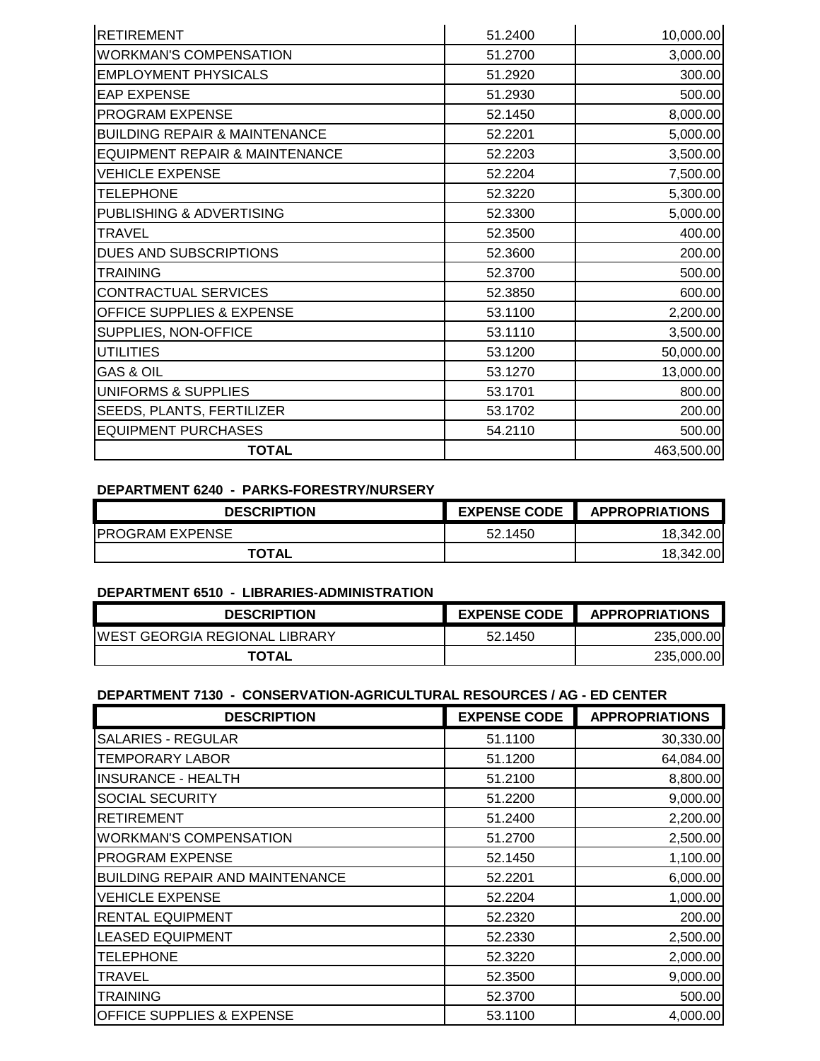| | | |
|---|---|---|
| RETIREMENT | 51.2400 | 10,000.00 |
| WORKMAN'S COMPENSATION | 51.2700 | 3,000.00 |
| EMPLOYMENT PHYSICALS | 51.2920 | 300.00 |
| EAP EXPENSE | 51.2930 | 500.00 |
| PROGRAM EXPENSE | 52.1450 | 8,000.00 |
| BUILDING REPAIR & MAINTENANCE | 52.2201 | 5,000.00 |
| EQUIPMENT REPAIR & MAINTENANCE | 52.2203 | 3,500.00 |
| VEHICLE EXPENSE | 52.2204 | 7,500.00 |
| TELEPHONE | 52.3220 | 5,300.00 |
| PUBLISHING & ADVERTISING | 52.3300 | 5,000.00 |
| TRAVEL | 52.3500 | 400.00 |
| DUES AND SUBSCRIPTIONS | 52.3600 | 200.00 |
| TRAINING | 52.3700 | 500.00 |
| CONTRACTUAL SERVICES | 52.3850 | 600.00 |
| OFFICE SUPPLIES & EXPENSE | 53.1100 | 2,200.00 |
| SUPPLIES, NON-OFFICE | 53.1110 | 3,500.00 |
| UTILITIES | 53.1200 | 50,000.00 |
| GAS & OIL | 53.1270 | 13,000.00 |
| UNIFORMS & SUPPLIES | 53.1701 | 800.00 |
| SEEDS, PLANTS, FERTILIZER | 53.1702 | 200.00 |
| EQUIPMENT PURCHASES | 54.2110 | 500.00 |
| **TOTAL** | | 463,500.00 |

**DEPARTMENT 6240 - PARKS-FORESTRY/NURSERY**

| DESCRIPTION | EXPENSE CODE | APPROPRIATIONS |
|---|---|---|
| PROGRAM EXPENSE | 52.1450 | 18,342.00 |
| **TOTAL** | | 18,342.00 |

**DEPARTMENT 6510 - LIBRARIES-ADMINISTRATION**

| DESCRIPTION | EXPENSE CODE | APPROPRIATIONS |
|---|---|---|
| WEST GEORGIA REGIONAL LIBRARY | 52.1450 | 235,000.00 |
| **TOTAL** | | 235,000.00 |

**DEPARTMENT 7130 - CONSERVATION-AGRICULTURAL RESOURCES / AG - ED CENTER**

| DESCRIPTION | EXPENSE CODE | APPROPRIATIONS |
|---|---|---|
| SALARIES - REGULAR | 51.1100 | 30,330.00 |
| TEMPORARY LABOR | 51.1200 | 64,084.00 |
| INSURANCE - HEALTH | 51.2100 | 8,800.00 |
| SOCIAL SECURITY | 51.2200 | 9,000.00 |
| RETIREMENT | 51.2400 | 2,200.00 |
| WORKMAN'S COMPENSATION | 51.2700 | 2,500.00 |
| PROGRAM EXPENSE | 52.1450 | 1,100.00 |
| BUILDING REPAIR AND MAINTENANCE | 52.2201 | 6,000.00 |
| VEHICLE EXPENSE | 52.2204 | 1,000.00 |
| RENTAL EQUIPMENT | 52.2320 | 200.00 |
| LEASED EQUIPMENT | 52.2330 | 2,500.00 |
| TELEPHONE | 52.3220 | 2,000.00 |
| TRAVEL | 52.3500 | 9,000.00 |
| TRAINING | 52.3700 | 500.00 |
| OFFICE SUPPLIES & EXPENSE | 53.1100 | 4,000.00 |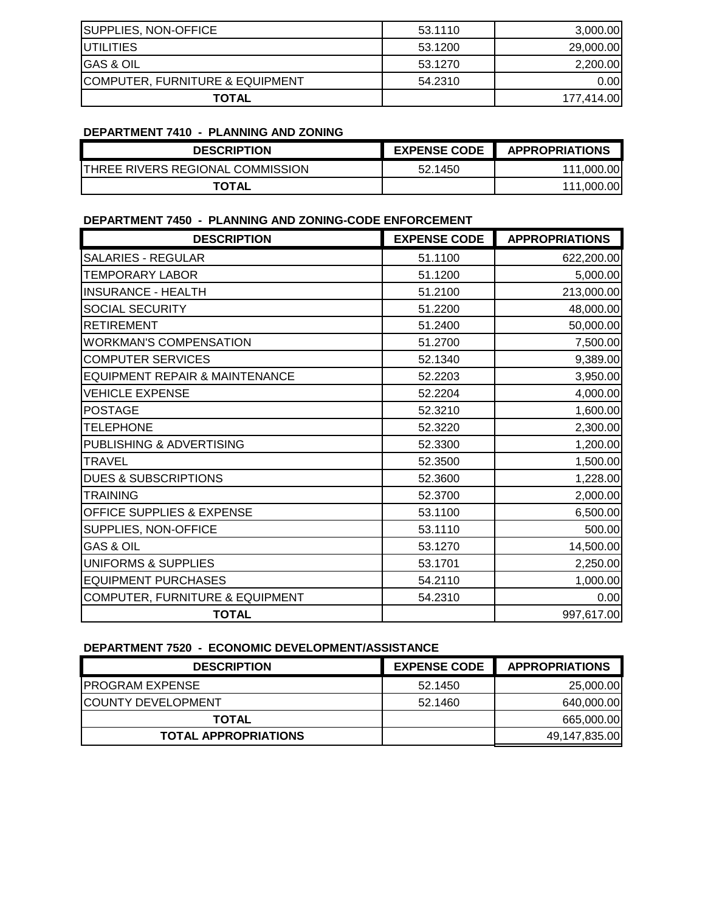| | | |
|---|---|---|
| SUPPLIES, NON-OFFICE | 53.1110 | 3,000.00 |
| UTILITIES | 53.1200 | 29,000.00 |
| GAS & OIL | 53.1270 | 2,200.00 |
| COMPUTER, FURNITURE & EQUIPMENT | 54.2310 | 0.00 |
| **TOTAL** | | 177,414.00 |

**DEPARTMENT 7410 - PLANNING AND ZONING**

| DESCRIPTION | EXPENSE CODE | APPROPRIATIONS |
|---|---|---|
| THREE RIVERS REGIONAL COMMISSION | 52.1450 | 111,000.00 |
| **TOTAL** | | 111,000.00 |

**DEPARTMENT 7450 - PLANNING AND ZONING-CODE ENFORCEMENT**

| DESCRIPTION | EXPENSE CODE | APPROPRIATIONS |
|---|---|---|
| SALARIES - REGULAR | 51.1100 | 622,200.00 |
| TEMPORARY LABOR | 51.1200 | 5,000.00 |
| INSURANCE - HEALTH | 51.2100 | 213,000.00 |
| SOCIAL SECURITY | 51.2200 | 48,000.00 |
| RETIREMENT | 51.2400 | 50,000.00 |
| WORKMAN'S COMPENSATION | 51.2700 | 7,500.00 |
| COMPUTER SERVICES | 52.1340 | 9,389.00 |
| EQUIPMENT REPAIR & MAINTENANCE | 52.2203 | 3,950.00 |
| VEHICLE EXPENSE | 52.2204 | 4,000.00 |
| POSTAGE | 52.3210 | 1,600.00 |
| TELEPHONE | 52.3220 | 2,300.00 |
| PUBLISHING & ADVERTISING | 52.3300 | 1,200.00 |
| TRAVEL | 52.3500 | 1,500.00 |
| DUES & SUBSCRIPTIONS | 52.3600 | 1,228.00 |
| TRAINING | 52.3700 | 2,000.00 |
| OFFICE SUPPLIES & EXPENSE | 53.1100 | 6,500.00 |
| SUPPLIES, NON-OFFICE | 53.1110 | 500.00 |
| GAS & OIL | 53.1270 | 14,500.00 |
| UNIFORMS & SUPPLIES | 53.1701 | 2,250.00 |
| EQUIPMENT PURCHASES | 54.2110 | 1,000.00 |
| COMPUTER, FURNITURE & EQUIPMENT | 54.2310 | 0.00 |
| **TOTAL** | | 997,617.00 |

**DEPARTMENT 7520 - ECONOMIC DEVELOPMENT/ASSISTANCE**

| DESCRIPTION | EXPENSE CODE | APPROPRIATIONS |
|---|---|---|
| PROGRAM EXPENSE | 52.1450 | 25,000.00 |
| COUNTY DEVELOPMENT | 52.1460 | 640,000.00 |
| **TOTAL** | | 665,000.00 |
| **TOTAL APPROPRIATIONS** | | 49,147,835.00 |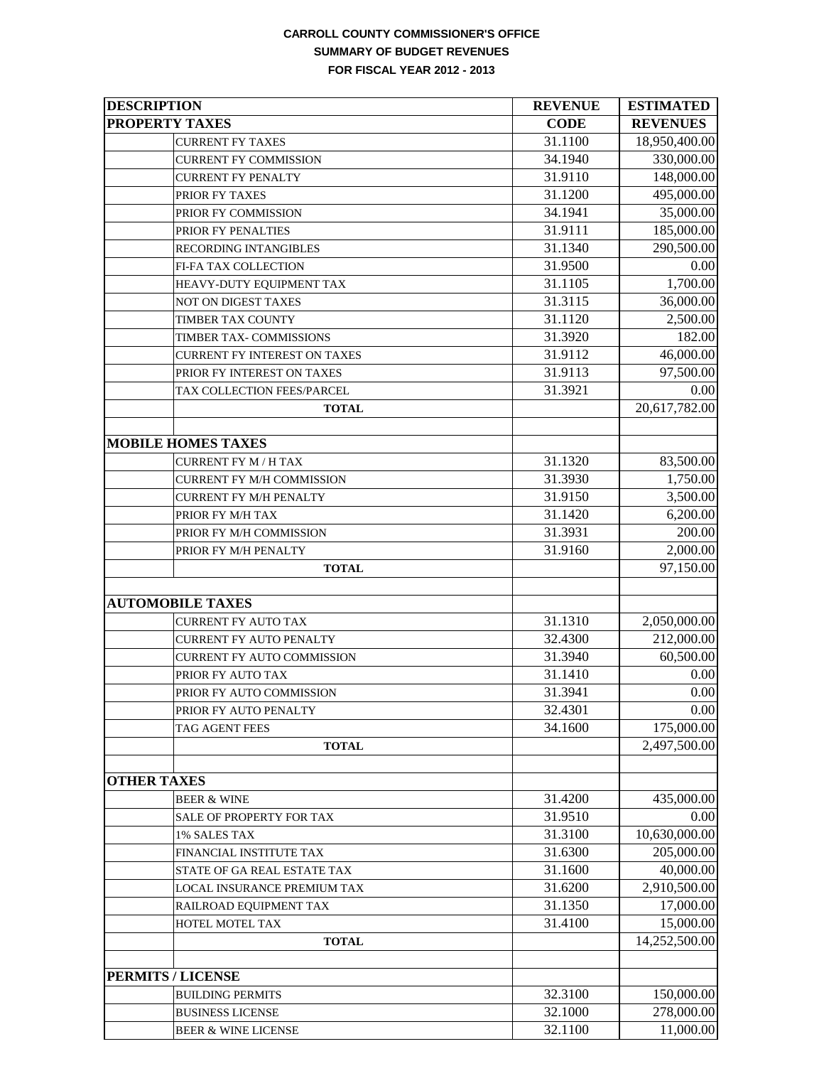**CARROLL COUNTY COMMISSIONER'S OFFICE**
**SUMMARY OF BUDGET REVENUES**
**FOR FISCAL YEAR 2012 - 2013**

| DESCRIPTION | | REVENUE | ESTIMATED |
|---|---|---|---|
| **PROPERTY TAXES** | | **CODE** | **REVENUES** |
| | CURRENT FY TAXES | 31.1100 | 18,950,400.00 |
| | CURRENT FY COMMISSION | 34.1940 | 330,000.00 |
| | CURRENT FY PENALTY | 31.9110 | 148,000.00 |
| | PRIOR FY TAXES | 31.1200 | 495,000.00 |
| | PRIOR FY COMMISSION | 34.1941 | 35,000.00 |
| | PRIOR FY PENALTIES | 31.9111 | 185,000.00 |
| | RECORDING INTANGIBLES | 31.1340 | 290,500.00 |
| | FI-FA TAX COLLECTION | 31.9500 | 0.00 |
| | HEAVY-DUTY EQUIPMENT TAX | 31.1105 | 1,700.00 |
| | NOT ON DIGEST TAXES | 31.3115 | 36,000.00 |
| | TIMBER TAX COUNTY | 31.1120 | 2,500.00 |
| | TIMBER TAX- COMMISSIONS | 31.3920 | 182.00 |
| | CURRENT FY INTEREST ON TAXES | 31.9112 | 46,000.00 |
| | PRIOR FY INTEREST ON TAXES | 31.9113 | 97,500.00 |
| | TAX COLLECTION FEES/PARCEL | 31.3921 | 0.00 |
| | **TOTAL** | | 20,617,782.00 |
| | | | |
| **MOBILE HOMES TAXES** | | | |
| | CURRENT FY M / H TAX | 31.1320 | 83,500.00 |
| | CURRENT FY M/H COMMISSION | 31.3930 | 1,750.00 |
| | CURRENT FY M/H PENALTY | 31.9150 | 3,500.00 |
| | PRIOR FY M/H TAX | 31.1420 | 6,200.00 |
| | PRIOR FY M/H COMMISSION | 31.3931 | 200.00 |
| | PRIOR FY M/H PENALTY | 31.9160 | 2,000.00 |
| | **TOTAL** | | 97,150.00 |
| | | | |
| **AUTOMOBILE TAXES** | | | |
| | CURRENT FY AUTO TAX | 31.1310 | 2,050,000.00 |
| | CURRENT FY AUTO PENALTY | 32.4300 | 212,000.00 |
| | CURRENT FY AUTO COMMISSION | 31.3940 | 60,500.00 |
| | PRIOR FY AUTO TAX | 31.1410 | 0.00 |
| | PRIOR FY AUTO COMMISSION | 31.3941 | 0.00 |
| | PRIOR FY AUTO PENALTY | 32.4301 | 0.00 |
| | TAG AGENT FEES | 34.1600 | 175,000.00 |
| | **TOTAL** | | 2,497,500.00 |
| | | | |
| **OTHER TAXES** | | | |
| | BEER & WINE | 31.4200 | 435,000.00 |
| | SALE OF PROPERTY FOR TAX | 31.9510 | 0.00 |
| | 1% SALES TAX | 31.3100 | 10,630,000.00 |
| | FINANCIAL INSTITUTE TAX | 31.6300 | 205,000.00 |
| | STATE OF GA REAL ESTATE TAX | 31.1600 | 40,000.00 |
| | LOCAL INSURANCE PREMIUM TAX | 31.6200 | 2,910,500.00 |
| | RAILROAD EQUIPMENT TAX | 31.1350 | 17,000.00 |
| | HOTEL MOTEL TAX | 31.4100 | 15,000.00 |
| | **TOTAL** | | 14,252,500.00 |
| | | | |
| **PERMITS / LICENSE** | | | |
| | BUILDING PERMITS | 32.3100 | 150,000.00 |
| | BUSINESS LICENSE | 32.1000 | 278,000.00 |
| | BEER & WINE LICENSE | 32.1100 | 11,000.00 |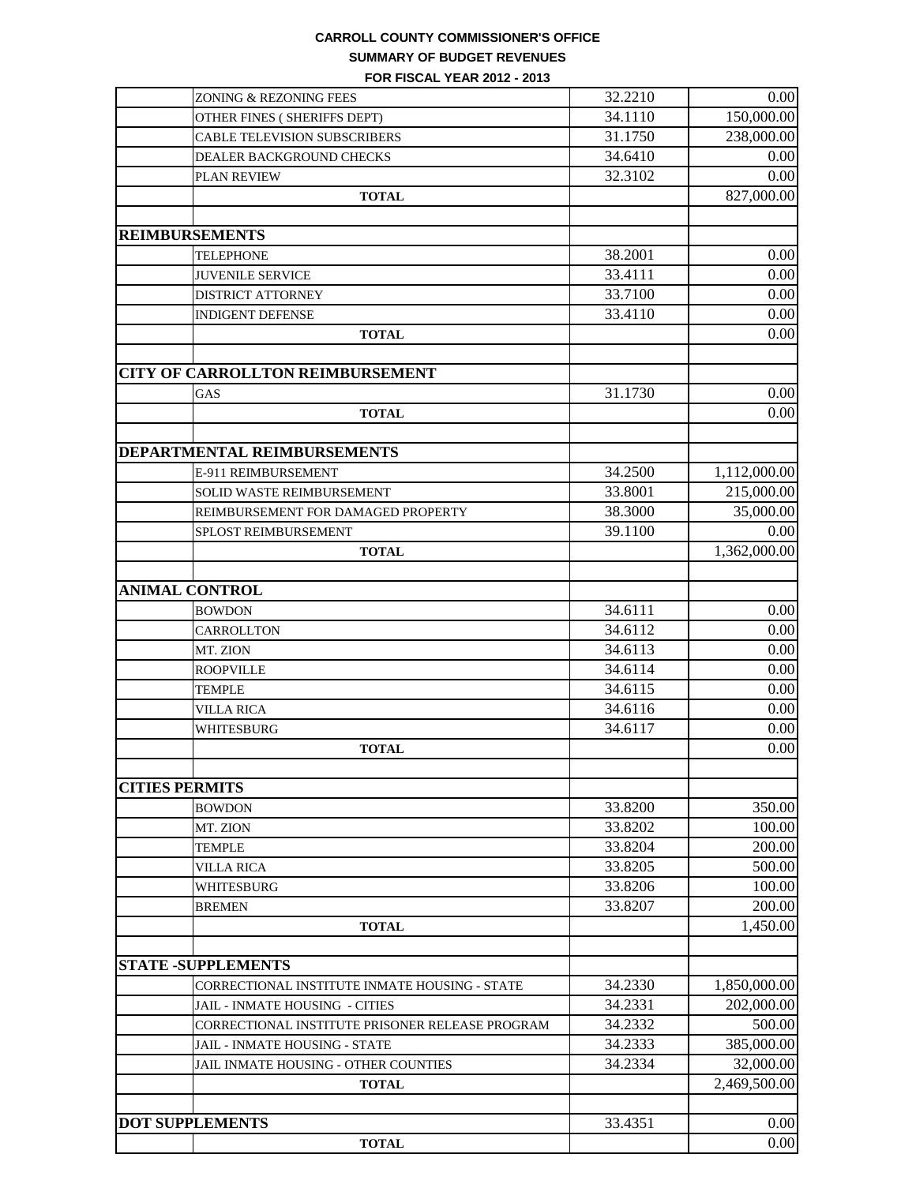**CARROLL COUNTY COMMISSIONER'S OFFICE**

**SUMMARY OF BUDGET REVENUES**

**FOR FISCAL YEAR 2012 - 2013**

| | | | |
|---|---|---|---|
| | ZONING & REZONING FEES | 32.2210 | 0.00 |
| | OTHER FINES ( SHERIFFS DEPT) | 34.1110 | 150,000.00 |
| | CABLE TELEVISION SUBSCRIBERS | 31.1750 | 238,000.00 |
| | DEALER BACKGROUND CHECKS | 34.6410 | 0.00 |
| | PLAN REVIEW | 32.3102 | 0.00 |
| | **TOTAL** | | 827,000.00 |
| | | | |
| **REIMBURSEMENTS** | | | |
| | TELEPHONE | 38.2001 | 0.00 |
| | JUVENILE SERVICE | 33.4111 | 0.00 |
| | DISTRICT ATTORNEY | 33.7100 | 0.00 |
| | INDIGENT DEFENSE | 33.4110 | 0.00 |
| | **TOTAL** | | 0.00 |
| | | | |
| **CITY OF CARROLLTON REIMBURSEMENT** | | | |
| | GAS | 31.1730 | 0.00 |
| | **TOTAL** | | 0.00 |
| | | | |
| **DEPARTMENTAL REIMBURSEMENTS** | | | |
| | E-911 REIMBURSEMENT | 34.2500 | 1,112,000.00 |
| | SOLID WASTE REIMBURSEMENT | 33.8001 | 215,000.00 |
| | REIMBURSEMENT FOR DAMAGED PROPERTY | 38.3000 | 35,000.00 |
| | SPLOST REIMBURSEMENT | 39.1100 | 0.00 |
| | **TOTAL** | | 1,362,000.00 |
| | | | |
| **ANIMAL CONTROL** | | | |
| | BOWDON | 34.6111 | 0.00 |
| | CARROLLTON | 34.6112 | 0.00 |
| | MT. ZION | 34.6113 | 0.00 |
| | ROOPVILLE | 34.6114 | 0.00 |
| | TEMPLE | 34.6115 | 0.00 |
| | VILLA RICA | 34.6116 | 0.00 |
| | WHITESBURG | 34.6117 | 0.00 |
| | **TOTAL** | | 0.00 |
| | | | |
| **CITIES PERMITS** | | | |
| | BOWDON | 33.8200 | 350.00 |
| | MT. ZION | 33.8202 | 100.00 |
| | TEMPLE | 33.8204 | 200.00 |
| | VILLA RICA | 33.8205 | 500.00 |
| | WHITESBURG | 33.8206 | 100.00 |
| | BREMEN | 33.8207 | 200.00 |
| | **TOTAL** | | 1,450.00 |
| | | | |
| **STATE -SUPPLEMENTS** | | | |
| | CORRECTIONAL INSTITUTE INMATE HOUSING - STATE | 34.2330 | 1,850,000.00 |
| | JAIL - INMATE HOUSING - CITIES | 34.2331 | 202,000.00 |
| | CORRECTIONAL INSTITUTE PRISONER RELEASE PROGRAM | 34.2332 | 500.00 |
| | JAIL - INMATE HOUSING - STATE | 34.2333 | 385,000.00 |
| | JAIL INMATE HOUSING - OTHER COUNTIES | 34.2334 | 32,000.00 |
| | **TOTAL** | | 2,469,500.00 |
| | | | |
| **DOT SUPPLEMENTS** | | 33.4351 | 0.00 |
| | **TOTAL** | | 0.00 |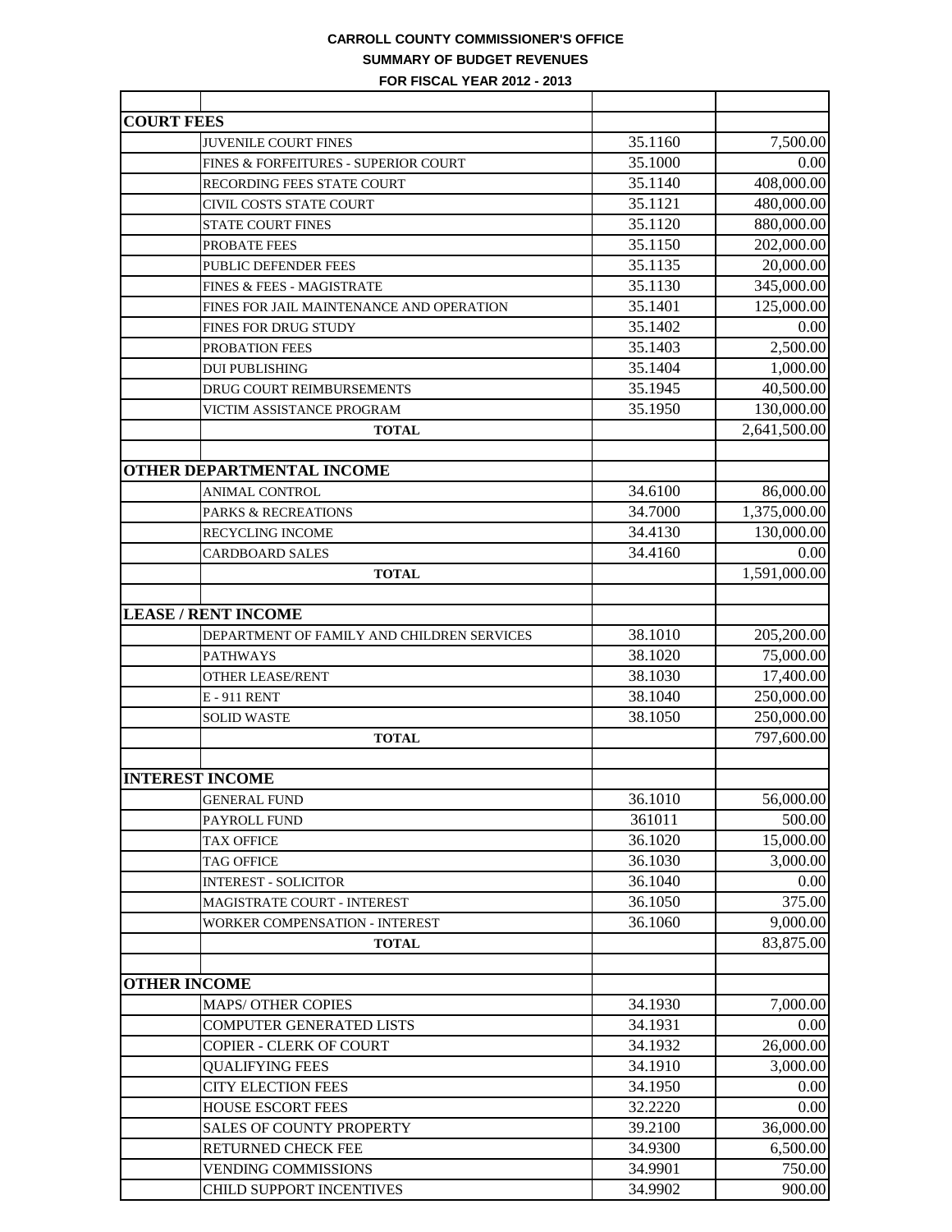**CARROLL COUNTY COMMISSIONER'S OFFICE**

**SUMMARY OF BUDGET REVENUES**

**FOR FISCAL YEAR 2012 - 2013**

| | | | |
|---|---|---|---|
| **COURT FEES** | | | |
| | JUVENILE COURT FINES | 35.1160 | 7,500.00 |
| | FINES & FORFEITURES - SUPERIOR COURT | 35.1000 | 0.00 |
| | RECORDING FEES STATE COURT | 35.1140 | 408,000.00 |
| | CIVIL COSTS STATE COURT | 35.1121 | 480,000.00 |
| | STATE COURT FINES | 35.1120 | 880,000.00 |
| | PROBATE FEES | 35.1150 | 202,000.00 |
| | PUBLIC DEFENDER FEES | 35.1135 | 20,000.00 |
| | FINES & FEES - MAGISTRATE | 35.1130 | 345,000.00 |
| | FINES FOR JAIL MAINTENANCE AND OPERATION | 35.1401 | 125,000.00 |
| | FINES FOR DRUG STUDY | 35.1402 | 0.00 |
| | PROBATION FEES | 35.1403 | 2,500.00 |
| | DUI PUBLISHING | 35.1404 | 1,000.00 |
| | DRUG COURT REIMBURSEMENTS | 35.1945 | 40,500.00 |
| | VICTIM ASSISTANCE PROGRAM | 35.1950 | 130,000.00 |
| | **TOTAL** | | 2,641,500.00 |
| | | | |
| **OTHER DEPARTMENTAL INCOME** | | | |
| | ANIMAL CONTROL | 34.6100 | 86,000.00 |
| | PARKS & RECREATIONS | 34.7000 | 1,375,000.00 |
| | RECYCLING INCOME | 34.4130 | 130,000.00 |
| | CARDBOARD SALES | 34.4160 | 0.00 |
| | **TOTAL** | | 1,591,000.00 |
| | | | |
| **LEASE / RENT INCOME** | | | |
| | DEPARTMENT OF FAMILY AND CHILDREN SERVICES | 38.1010 | 205,200.00 |
| | PATHWAYS | 38.1020 | 75,000.00 |
| | OTHER LEASE/RENT | 38.1030 | 17,400.00 |
| | E - 911 RENT | 38.1040 | 250,000.00 |
| | SOLID WASTE | 38.1050 | 250,000.00 |
| | **TOTAL** | | 797,600.00 |
| | | | |
| **INTEREST INCOME** | | | |
| | GENERAL FUND | 36.1010 | 56,000.00 |
| | PAYROLL FUND | 361011 | 500.00 |
| | TAX OFFICE | 36.1020 | 15,000.00 |
| | TAG OFFICE | 36.1030 | 3,000.00 |
| | INTEREST - SOLICITOR | 36.1040 | 0.00 |
| | MAGISTRATE COURT - INTEREST | 36.1050 | 375.00 |
| | WORKER COMPENSATION - INTEREST | 36.1060 | 9,000.00 |
| | **TOTAL** | | 83,875.00 |
| | | | |
| **OTHER INCOME** | | | |
| | MAPS/ OTHER COPIES | 34.1930 | 7,000.00 |
| | COMPUTER GENERATED LISTS | 34.1931 | 0.00 |
| | COPIER - CLERK OF COURT | 34.1932 | 26,000.00 |
| | QUALIFYING FEES | 34.1910 | 3,000.00 |
| | CITY ELECTION FEES | 34.1950 | 0.00 |
| | HOUSE ESCORT FEES | 32.2220 | 0.00 |
| | SALES OF COUNTY PROPERTY | 39.2100 | 36,000.00 |
| | RETURNED CHECK FEE | 34.9300 | 6,500.00 |
| | VENDING COMMISSIONS | 34.9901 | 750.00 |
| | CHILD SUPPORT INCENTIVES | 34.9902 | 900.00 |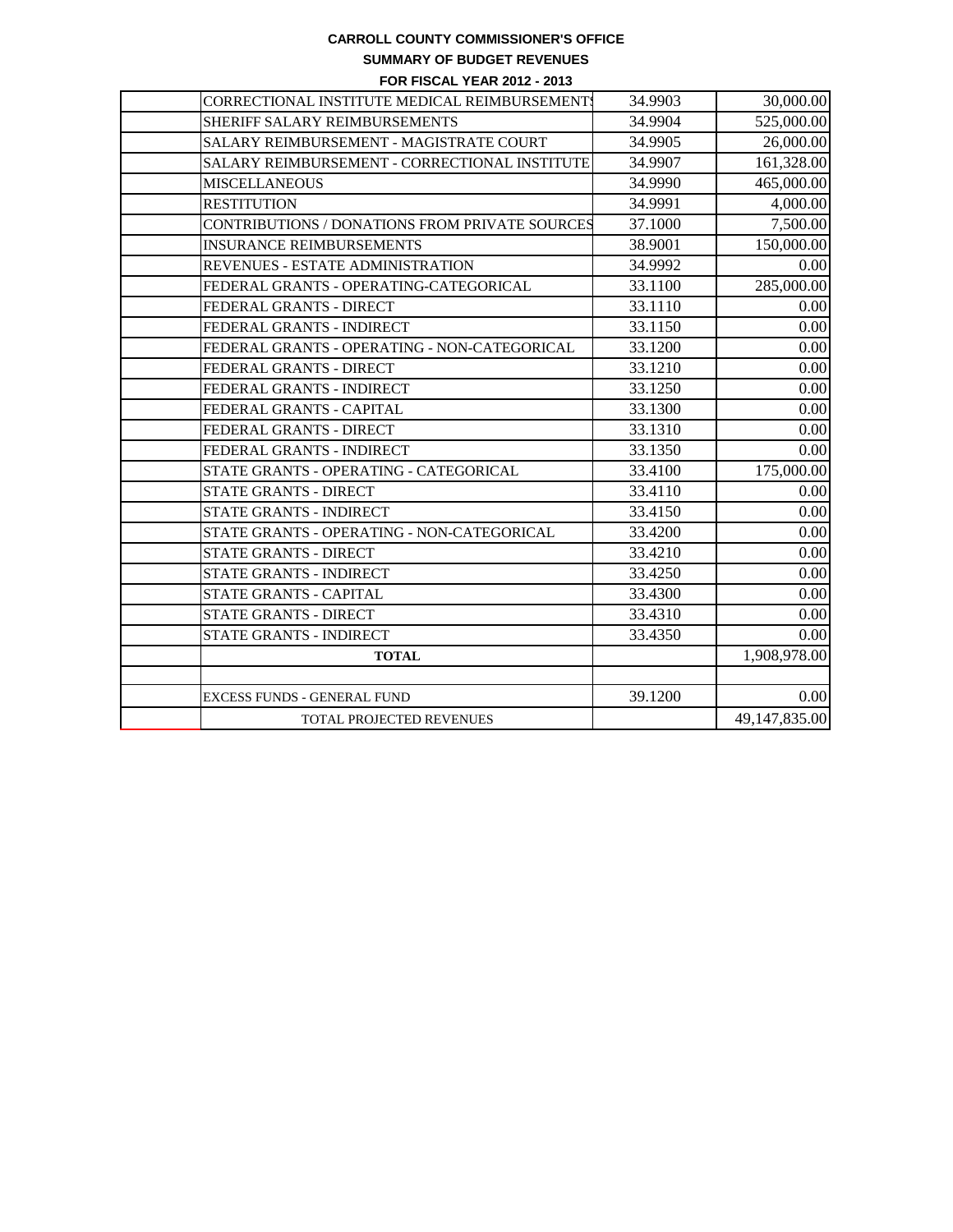**CARROLL COUNTY COMMISSIONER'S OFFICE**

**SUMMARY OF BUDGET REVENUES**

**FOR FISCAL YEAR 2012 - 2013**

| | | | |
|---|---|---|---|
| | CORRECTIONAL INSTITUTE MEDICAL REIMBURSEMENTS | 34.9903 | 30,000.00 |
| | SHERIFF SALARY REIMBURSEMENTS | 34.9904 | 525,000.00 |
| | SALARY REIMBURSEMENT - MAGISTRATE COURT | 34.9905 | 26,000.00 |
| | SALARY REIMBURSEMENT - CORRECTIONAL INSTITUTE | 34.9907 | 161,328.00 |
| | MISCELLANEOUS | 34.9990 | 465,000.00 |
| | RESTITUTION | 34.9991 | 4,000.00 |
| | CONTRIBUTIONS / DONATIONS FROM PRIVATE SOURCES | 37.1000 | 7,500.00 |
| | INSURANCE REIMBURSEMENTS | 38.9001 | 150,000.00 |
| | REVENUES - ESTATE ADMINISTRATION | 34.9992 | 0.00 |
| | FEDERAL GRANTS - OPERATING-CATEGORICAL | 33.1100 | 285,000.00 |
| | FEDERAL GRANTS - DIRECT | 33.1110 | 0.00 |
| | FEDERAL GRANTS - INDIRECT | 33.1150 | 0.00 |
| | FEDERAL GRANTS - OPERATING - NON-CATEGORICAL | 33.1200 | 0.00 |
| | FEDERAL GRANTS - DIRECT | 33.1210 | 0.00 |
| | FEDERAL GRANTS - INDIRECT | 33.1250 | 0.00 |
| | FEDERAL GRANTS - CAPITAL | 33.1300 | 0.00 |
| | FEDERAL GRANTS - DIRECT | 33.1310 | 0.00 |
| | FEDERAL GRANTS - INDIRECT | 33.1350 | 0.00 |
| | STATE GRANTS - OPERATING - CATEGORICAL | 33.4100 | 175,000.00 |
| | STATE GRANTS - DIRECT | 33.4110 | 0.00 |
| | STATE GRANTS - INDIRECT | 33.4150 | 0.00 |
| | STATE GRANTS - OPERATING - NON-CATEGORICAL | 33.4200 | 0.00 |
| | STATE GRANTS - DIRECT | 33.4210 | 0.00 |
| | STATE GRANTS - INDIRECT | 33.4250 | 0.00 |
| | STATE GRANTS - CAPITAL | 33.4300 | 0.00 |
| | STATE GRANTS - DIRECT | 33.4310 | 0.00 |
| | STATE GRANTS - INDIRECT | 33.4350 | 0.00 |
| | **TOTAL** | | 1,908,978.00 |
| | | | |
| | EXCESS FUNDS - GENERAL FUND | 39.1200 | 0.00 |
| | TOTAL PROJECTED REVENUES | | 49,147,835.00 |